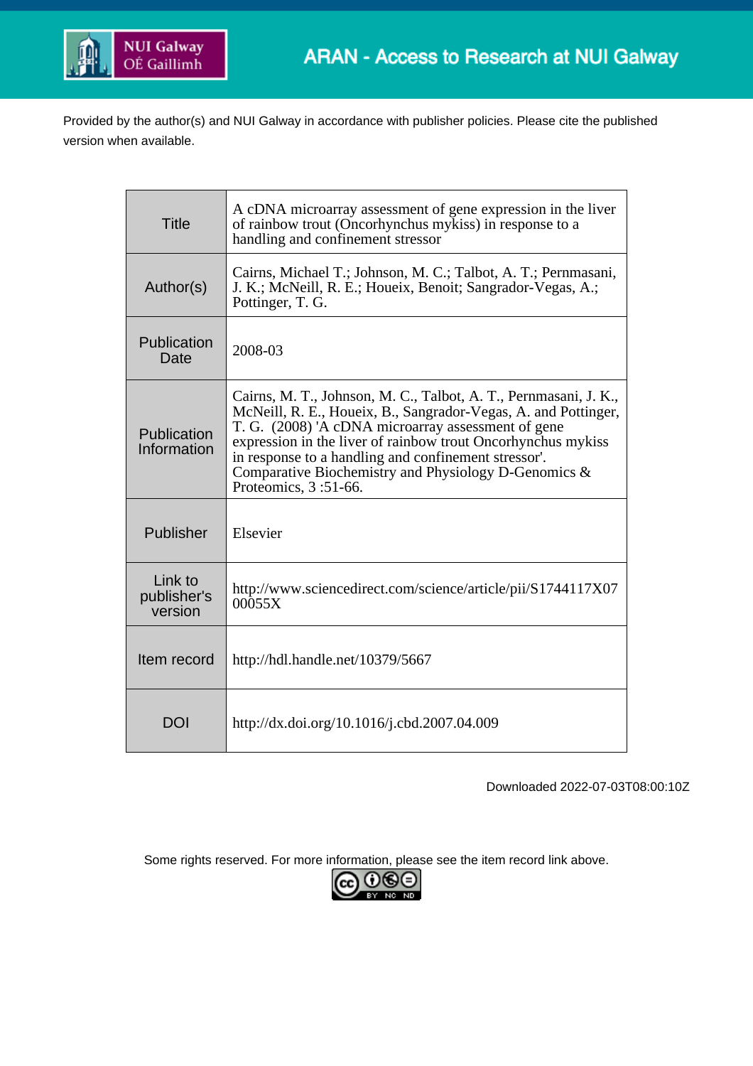ARAN - Access to Research at NUI Galway

Provided by the author(s) and NUI Galway in accordance with publisher policies. Please cite the published version when available.

| | |
|---|---|
| Title | A cDNA microarray assessment of gene expression in the liver of rainbow trout (Oncorhynchus mykiss) in response to a handling and confinement stressor |
| Author(s) | Cairns, Michael T.; Johnson, M. C.; Talbot, A. T.; Pernmasani, J. K.; McNeill, R. E.; Houeix, Benoit; Sangrador-Vegas, A.; Pottinger, T. G. |
| Publication Date | 2008-03 |
| Publication Information | Cairns, M. T., Johnson, M. C., Talbot, A. T., Pernmasani, J. K., McNeill, R. E., Houeix, B., Sangrador-Vegas, A. and Pottinger, T. G. (2008) 'A cDNA microarray assessment of gene expression in the liver of rainbow trout Oncorhynchus mykiss in response to a handling and confinement stressor'. Comparative Biochemistry and Physiology D-Genomics & Proteomics, 3 :51-66. |
| Publisher | Elsevier |
| Link to publisher's version | http://www.sciencedirect.com/science/article/pii/S1744117X0700055X |
| Item record | http://hdl.handle.net/10379/5667 |
| DOI | http://dx.doi.org/10.1016/j.cbd.2007.04.009 |

Downloaded 2022-07-03T08:00:10Z

Some rights reserved. For more information, please see the item record link above.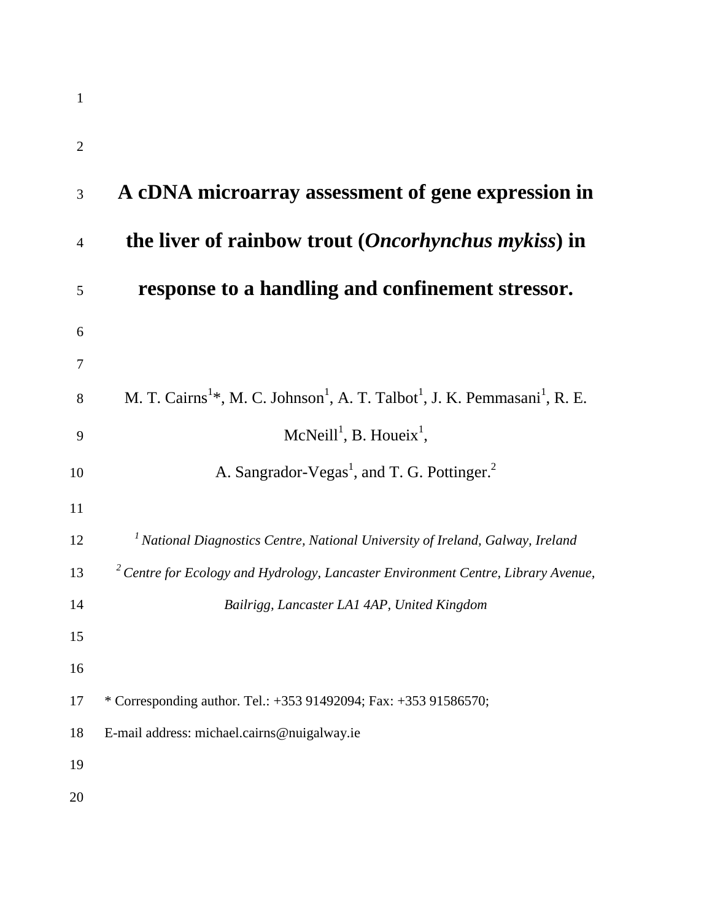# A cDNA microarray assessment of gene expression in the liver of rainbow trout (*Oncorhynchus mykiss*) in response to a handling and confinement stressor.

M. T. Cairns[1]*, M. C. Johnson[1], A. T. Talbot[1], J. K. Pemmasani[1], R. E. McNeill[1], B. Houeix[1],
A. Sangrador-Vegas[1], and T. G. Pottinger.[2]

*[1] National Diagnostics Centre, National University of Ireland, Galway, Ireland*
*[2] Centre for Ecology and Hydrology, Lancaster Environment Centre, Library Avenue, Bailrigg, Lancaster LA1 4AP, United Kingdom*

* Corresponding author. Tel.: +353 91492094; Fax: +353 91586570;
E-mail address: michael.cairns@nuigalway.ie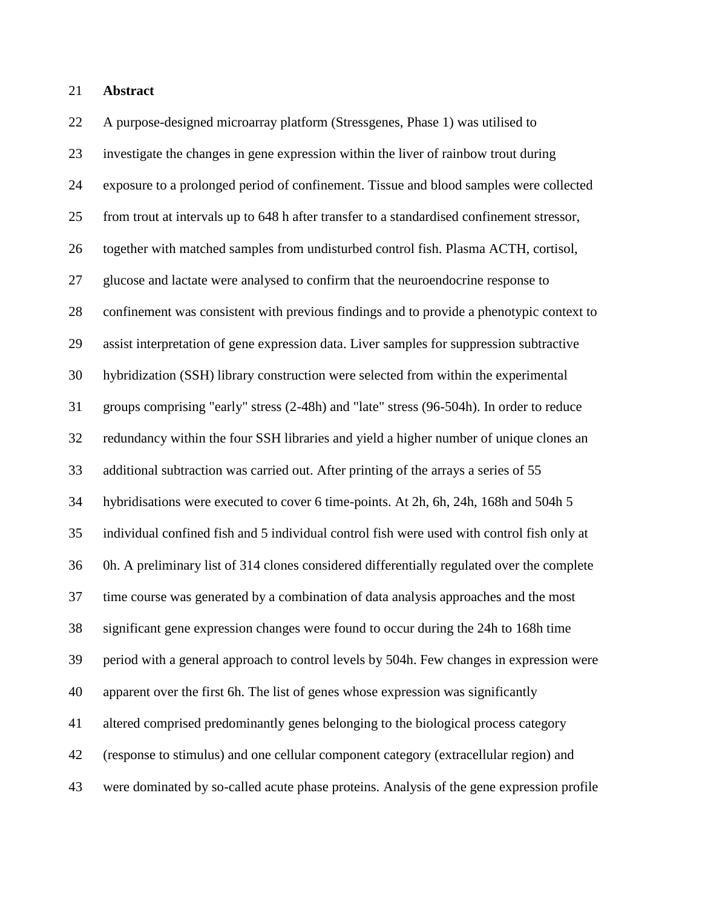## Abstract

A purpose-designed microarray platform (Stressgenes, Phase 1) was utilised to investigate the changes in gene expression within the liver of rainbow trout during exposure to a prolonged period of confinement. Tissue and blood samples were collected from trout at intervals up to 648 h after transfer to a standardised confinement stressor, together with matched samples from undisturbed control fish. Plasma ACTH, cortisol, glucose and lactate were analysed to confirm that the neuroendocrine response to confinement was consistent with previous findings and to provide a phenotypic context to assist interpretation of gene expression data. Liver samples for suppression subtractive hybridization (SSH) library construction were selected from within the experimental groups comprising "early" stress (2-48h) and "late" stress (96-504h). In order to reduce redundancy within the four SSH libraries and yield a higher number of unique clones an additional subtraction was carried out. After printing of the arrays a series of 55 hybridisations were executed to cover 6 time-points. At 2h, 6h, 24h, 168h and 504h 5 individual confined fish and 5 individual control fish were used with control fish only at 0h. A preliminary list of 314 clones considered differentially regulated over the complete time course was generated by a combination of data analysis approaches and the most significant gene expression changes were found to occur during the 24h to 168h time period with a general approach to control levels by 504h. Few changes in expression were apparent over the first 6h. The list of genes whose expression was significantly altered comprised predominantly genes belonging to the biological process category (response to stimulus) and one cellular component category (extracellular region) and were dominated by so-called acute phase proteins. Analysis of the gene expression profile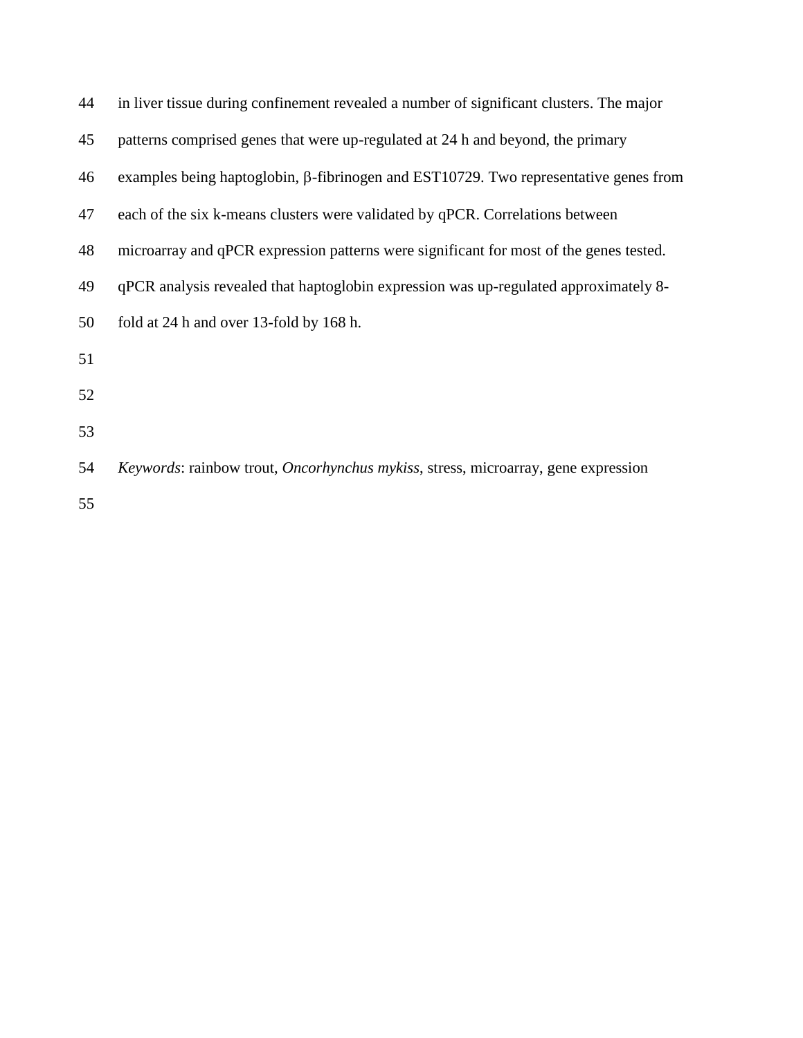in liver tissue during confinement revealed a number of significant clusters. The major patterns comprised genes that were up-regulated at 24 h and beyond, the primary examples being haptoglobin, β-fibrinogen and EST10729. Two representative genes from each of the six k-means clusters were validated by qPCR. Correlations between microarray and qPCR expression patterns were significant for most of the genes tested. qPCR analysis revealed that haptoglobin expression was up-regulated approximately 8-fold at 24 h and over 13-fold by 168 h.

*Keywords*: rainbow trout, *Oncorhynchus mykiss*, stress, microarray, gene expression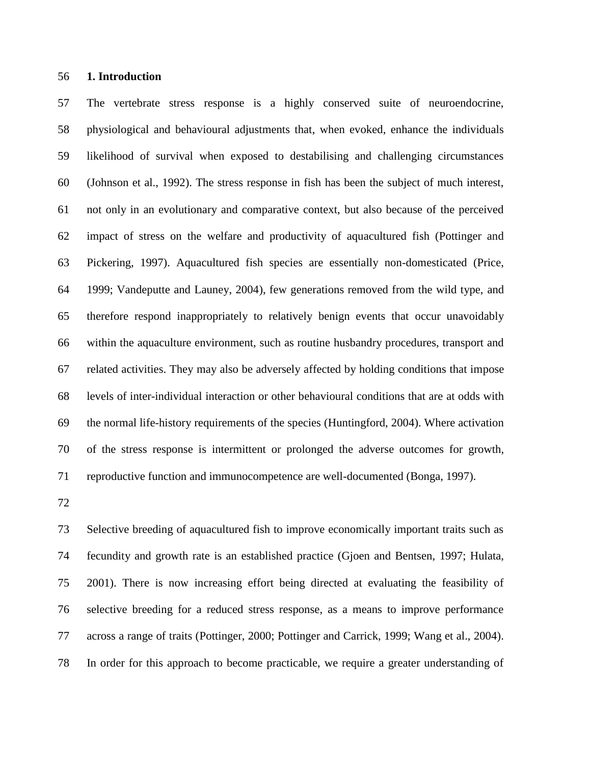## 1. Introduction

The vertebrate stress response is a highly conserved suite of neuroendocrine, physiological and behavioural adjustments that, when evoked, enhance the individuals likelihood of survival when exposed to destabilising and challenging circumstances (Johnson et al., 1992). The stress response in fish has been the subject of much interest, not only in an evolutionary and comparative context, but also because of the perceived impact of stress on the welfare and productivity of aquacultured fish (Pottinger and Pickering, 1997). Aquacultured fish species are essentially non-domesticated (Price, 1999; Vandeputte and Launey, 2004), few generations removed from the wild type, and therefore respond inappropriately to relatively benign events that occur unavoidably within the aquaculture environment, such as routine husbandry procedures, transport and related activities. They may also be adversely affected by holding conditions that impose levels of inter-individual interaction or other behavioural conditions that are at odds with the normal life-history requirements of the species (Huntingford, 2004). Where activation of the stress response is intermittent or prolonged the adverse outcomes for growth, reproductive function and immunocompetence are well-documented (Bonga, 1997).

Selective breeding of aquacultured fish to improve economically important traits such as fecundity and growth rate is an established practice (Gjoen and Bentsen, 1997; Hulata, 2001). There is now increasing effort being directed at evaluating the feasibility of selective breeding for a reduced stress response, as a means to improve performance across a range of traits (Pottinger, 2000; Pottinger and Carrick, 1999; Wang et al., 2004). In order for this approach to become practicable, we require a greater understanding of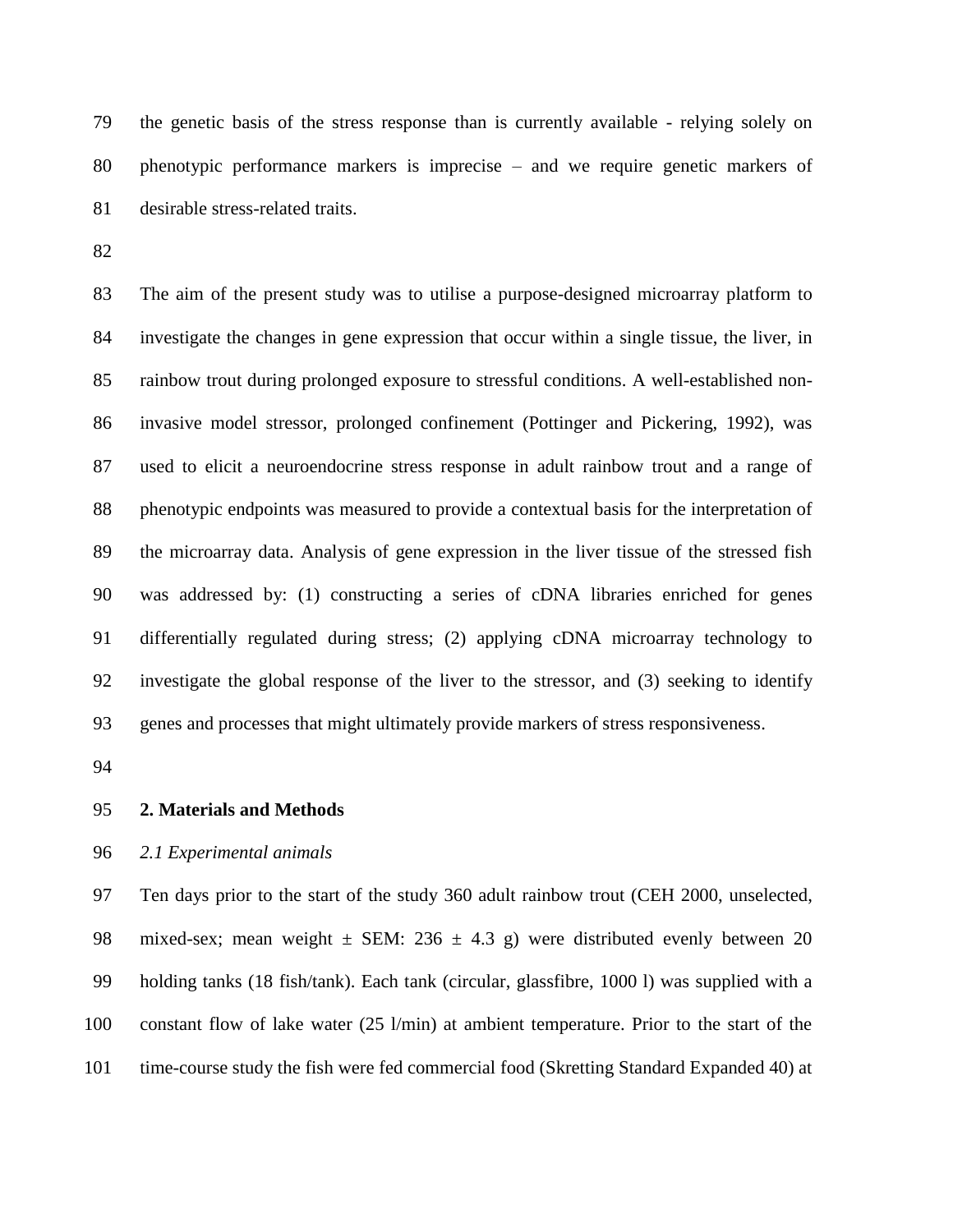the genetic basis of the stress response than is currently available - relying solely on phenotypic performance markers is imprecise – and we require genetic markers of desirable stress-related traits.

The aim of the present study was to utilise a purpose-designed microarray platform to investigate the changes in gene expression that occur within a single tissue, the liver, in rainbow trout during prolonged exposure to stressful conditions. A well-established non-invasive model stressor, prolonged confinement (Pottinger and Pickering, 1992), was used to elicit a neuroendocrine stress response in adult rainbow trout and a range of phenotypic endpoints was measured to provide a contextual basis for the interpretation of the microarray data. Analysis of gene expression in the liver tissue of the stressed fish was addressed by: (1) constructing a series of cDNA libraries enriched for genes differentially regulated during stress; (2) applying cDNA microarray technology to investigate the global response of the liver to the stressor, and (3) seeking to identify genes and processes that might ultimately provide markers of stress responsiveness.

## 2. Materials and Methods

### *2.1 Experimental animals*

Ten days prior to the start of the study 360 adult rainbow trout (CEH 2000, unselected, mixed-sex; mean weight ± SEM: 236 ± 4.3 g) were distributed evenly between 20 holding tanks (18 fish/tank). Each tank (circular, glassfibre, 1000 l) was supplied with a constant flow of lake water (25 l/min) at ambient temperature. Prior to the start of the time-course study the fish were fed commercial food (Skretting Standard Expanded 40) at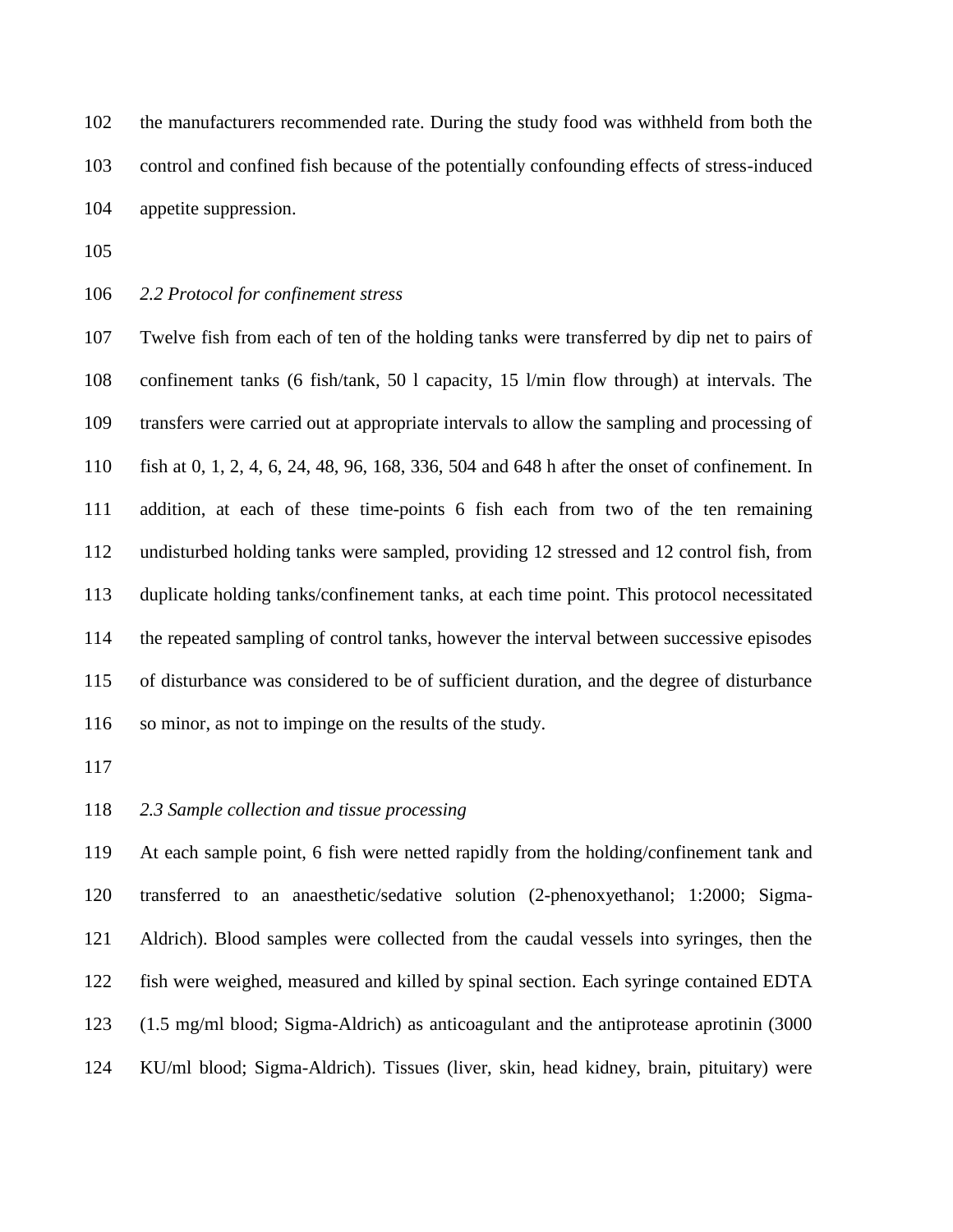the manufacturers recommended rate. During the study food was withheld from both the control and confined fish because of the potentially confounding effects of stress-induced appetite suppression.

### *2.2 Protocol for confinement stress*

Twelve fish from each of ten of the holding tanks were transferred by dip net to pairs of confinement tanks (6 fish/tank, 50 l capacity, 15 l/min flow through) at intervals. The transfers were carried out at appropriate intervals to allow the sampling and processing of fish at 0, 1, 2, 4, 6, 24, 48, 96, 168, 336, 504 and 648 h after the onset of confinement. In addition, at each of these time-points 6 fish each from two of the ten remaining undisturbed holding tanks were sampled, providing 12 stressed and 12 control fish, from duplicate holding tanks/confinement tanks, at each time point. This protocol necessitated the repeated sampling of control tanks, however the interval between successive episodes of disturbance was considered to be of sufficient duration, and the degree of disturbance so minor, as not to impinge on the results of the study.

### *2.3 Sample collection and tissue processing*

At each sample point, 6 fish were netted rapidly from the holding/confinement tank and transferred to an anaesthetic/sedative solution (2-phenoxyethanol; 1:2000; Sigma-Aldrich). Blood samples were collected from the caudal vessels into syringes, then the fish were weighed, measured and killed by spinal section. Each syringe contained EDTA (1.5 mg/ml blood; Sigma-Aldrich) as anticoagulant and the antiprotease aprotinin (3000 KU/ml blood; Sigma-Aldrich). Tissues (liver, skin, head kidney, brain, pituitary) were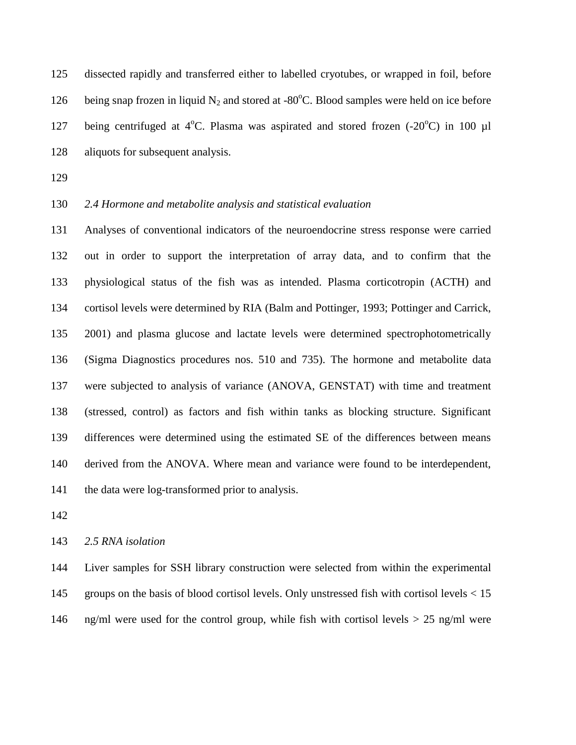dissected rapidly and transferred either to labelled cryotubes, or wrapped in foil, before being snap frozen in liquid $N_2$ and stored at -80°C. Blood samples were held on ice before being centrifuged at 4°C. Plasma was aspirated and stored frozen (-20°C) in 100 µl aliquots for subsequent analysis.

### *2.4 Hormone and metabolite analysis and statistical evaluation*

Analyses of conventional indicators of the neuroendocrine stress response were carried out in order to support the interpretation of array data, and to confirm that the physiological status of the fish was as intended. Plasma corticotropin (ACTH) and cortisol levels were determined by RIA (Balm and Pottinger, 1993; Pottinger and Carrick, 2001) and plasma glucose and lactate levels were determined spectrophotometrically (Sigma Diagnostics procedures nos. 510 and 735). The hormone and metabolite data were subjected to analysis of variance (ANOVA, GENSTAT) with time and treatment (stressed, control) as factors and fish within tanks as blocking structure. Significant differences were determined using the estimated SE of the differences between means derived from the ANOVA. Where mean and variance were found to be interdependent, the data were log-transformed prior to analysis.

### *2.5 RNA isolation*

Liver samples for SSH library construction were selected from within the experimental groups on the basis of blood cortisol levels. Only unstressed fish with cortisol levels < 15 ng/ml were used for the control group, while fish with cortisol levels > 25 ng/ml were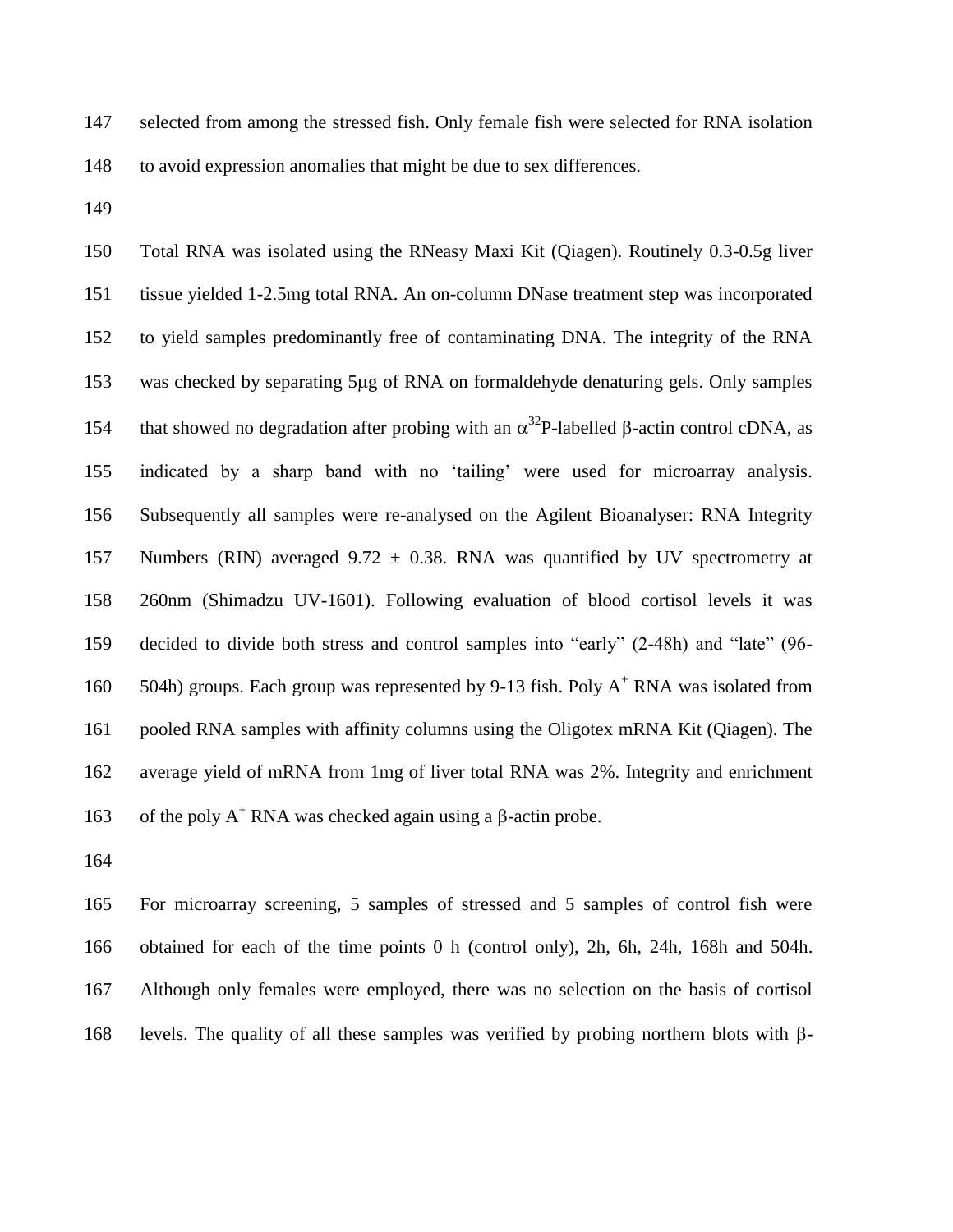selected from among the stressed fish. Only female fish were selected for RNA isolation to avoid expression anomalies that might be due to sex differences.

Total RNA was isolated using the RNeasy Maxi Kit (Qiagen). Routinely 0.3-0.5g liver tissue yielded 1-2.5mg total RNA. An on-column DNase treatment step was incorporated to yield samples predominantly free of contaminating DNA. The integrity of the RNA was checked by separating 5μg of RNA on formaldehyde denaturing gels. Only samples that showed no degradation after probing with an $\alpha^{32}$P-labelled β-actin control cDNA, as indicated by a sharp band with no 'tailing' were used for microarray analysis. Subsequently all samples were re-analysed on the Agilent Bioanalyser: RNA Integrity Numbers (RIN) averaged $9.72 \pm 0.38$. RNA was quantified by UV spectrometry at 260nm (Shimadzu UV-1601). Following evaluation of blood cortisol levels it was decided to divide both stress and control samples into "early" (2-48h) and "late" (96-504h) groups. Each group was represented by 9-13 fish. Poly $A^+$ RNA was isolated from pooled RNA samples with affinity columns using the Oligotex mRNA Kit (Qiagen). The average yield of mRNA from 1mg of liver total RNA was 2%. Integrity and enrichment of the poly $A^+$ RNA was checked again using a β-actin probe.

For microarray screening, 5 samples of stressed and 5 samples of control fish were obtained for each of the time points 0 h (control only), 2h, 6h, 24h, 168h and 504h. Although only females were employed, there was no selection on the basis of cortisol levels. The quality of all these samples was verified by probing northern blots with β-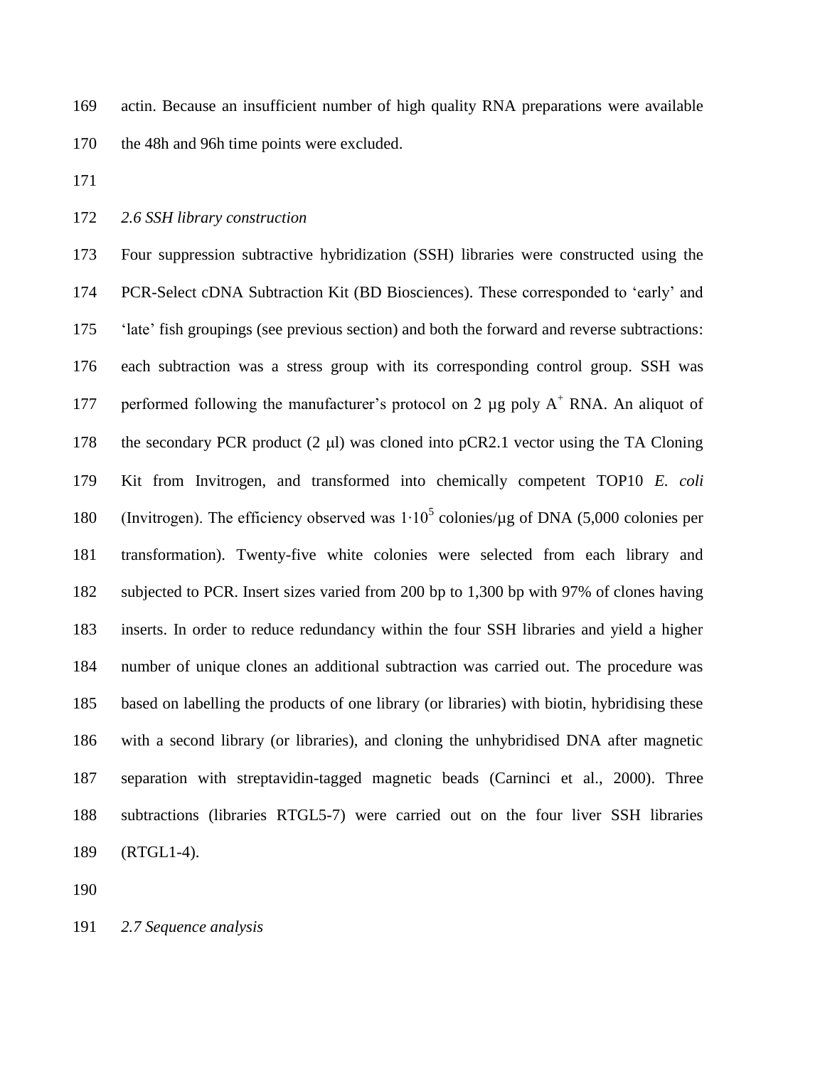actin. Because an insufficient number of high quality RNA preparations were available the 48h and 96h time points were excluded.

### *2.6 SSH library construction*

Four suppression subtractive hybridization (SSH) libraries were constructed using the PCR-Select cDNA Subtraction Kit (BD Biosciences). These corresponded to 'early' and 'late' fish groupings (see previous section) and both the forward and reverse subtractions: each subtraction was a stress group with its corresponding control group. SSH was performed following the manufacturer's protocol on 2 μg poly $A^+$ RNA. An aliquot of the secondary PCR product (2 μl) was cloned into pCR2.1 vector using the TA Cloning Kit from Invitrogen, and transformed into chemically competent TOP10 *E. coli* (Invitrogen). The efficiency observed was $1 \cdot 10^5$ colonies/μg of DNA (5,000 colonies per transformation). Twenty-five white colonies were selected from each library and subjected to PCR. Insert sizes varied from 200 bp to 1,300 bp with 97% of clones having inserts. In order to reduce redundancy within the four SSH libraries and yield a higher number of unique clones an additional subtraction was carried out. The procedure was based on labelling the products of one library (or libraries) with biotin, hybridising these with a second library (or libraries), and cloning the unhybridised DNA after magnetic separation with streptavidin-tagged magnetic beads (Carninci et al., 2000). Three subtractions (libraries RTGL5-7) were carried out on the four liver SSH libraries (RTGL1-4).

### *2.7 Sequence analysis*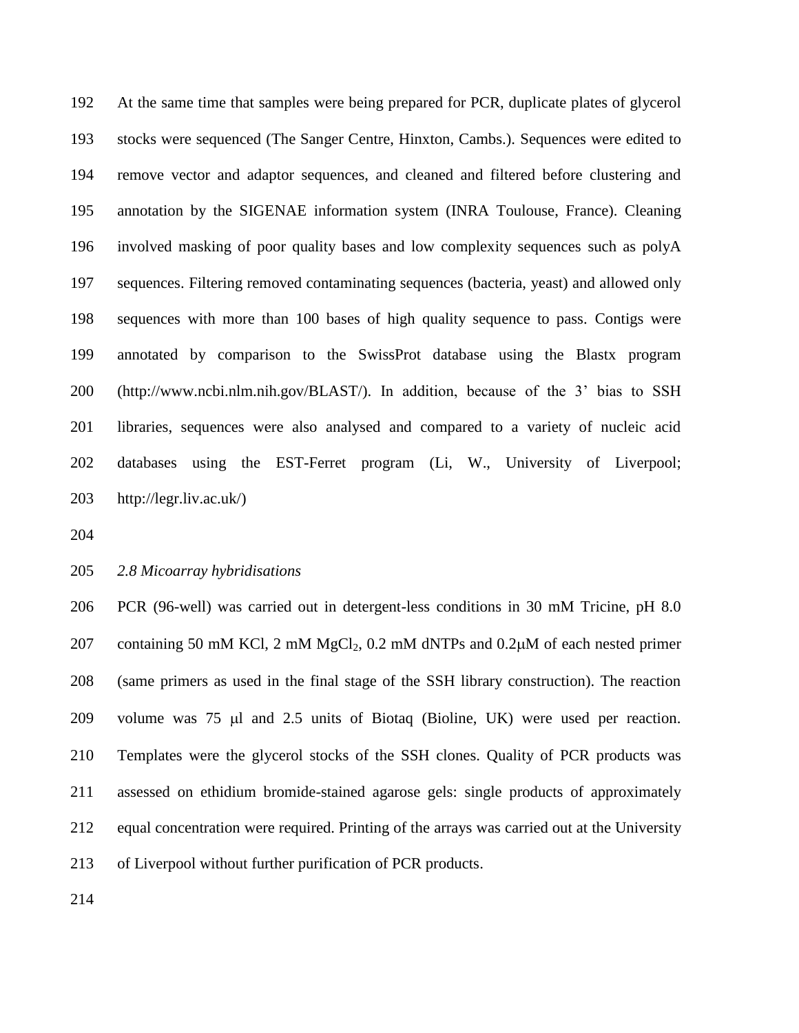At the same time that samples were being prepared for PCR, duplicate plates of glycerol stocks were sequenced (The Sanger Centre, Hinxton, Cambs.). Sequences were edited to remove vector and adaptor sequences, and cleaned and filtered before clustering and annotation by the SIGENAE information system (INRA Toulouse, France). Cleaning involved masking of poor quality bases and low complexity sequences such as polyA sequences. Filtering removed contaminating sequences (bacteria, yeast) and allowed only sequences with more than 100 bases of high quality sequence to pass. Contigs were annotated by comparison to the SwissProt database using the Blastx program (http://www.ncbi.nlm.nih.gov/BLAST/). In addition, because of the 3' bias to SSH libraries, sequences were also analysed and compared to a variety of nucleic acid databases using the EST-Ferret program (Li, W., University of Liverpool; http://legr.liv.ac.uk/)

*2.8 Micoarray hybridisations*

PCR (96-well) was carried out in detergent-less conditions in 30 mM Tricine, pH 8.0 containing 50 mM KCl, 2 mM $MgCl_2$, 0.2 mM dNTPs and 0.2μM of each nested primer (same primers as used in the final stage of the SSH library construction). The reaction volume was 75 μl and 2.5 units of Biotaq (Bioline, UK) were used per reaction. Templates were the glycerol stocks of the SSH clones. Quality of PCR products was assessed on ethidium bromide-stained agarose gels: single products of approximately equal concentration were required. Printing of the arrays was carried out at the University of Liverpool without further purification of PCR products.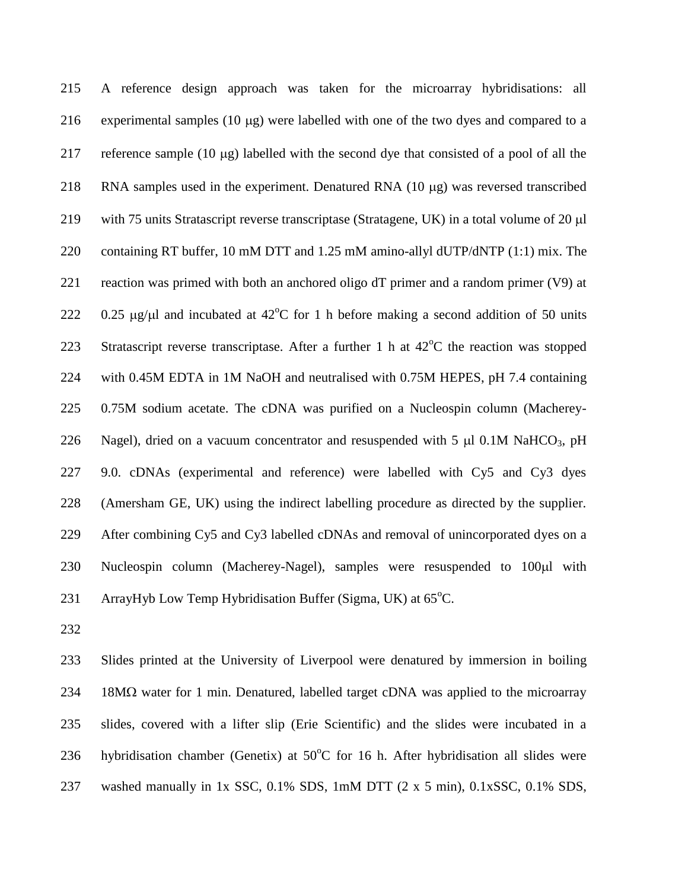A reference design approach was taken for the microarray hybridisations: all experimental samples (10 μg) were labelled with one of the two dyes and compared to a reference sample (10 μg) labelled with the second dye that consisted of a pool of all the RNA samples used in the experiment. Denatured RNA (10 μg) was reversed transcribed with 75 units Stratascript reverse transcriptase (Stratagene, UK) in a total volume of 20 μl containing RT buffer, 10 mM DTT and 1.25 mM amino-allyl dUTP/dNTP (1:1) mix. The reaction was primed with both an anchored oligo dT primer and a random primer (V9) at 0.25 μg/μl and incubated at 42°C for 1 h before making a second addition of 50 units Stratascript reverse transcriptase. After a further 1 h at 42°C the reaction was stopped with 0.45M EDTA in 1M NaOH and neutralised with 0.75M HEPES, pH 7.4 containing 0.75M sodium acetate. The cDNA was purified on a Nucleospin column (Macherey-Nagel), dried on a vacuum concentrator and resuspended with 5 μl 0.1M $NaHCO_3$, pH 9.0. cDNAs (experimental and reference) were labelled with Cy5 and Cy3 dyes (Amersham GE, UK) using the indirect labelling procedure as directed by the supplier. After combining Cy5 and Cy3 labelled cDNAs and removal of unincorporated dyes on a Nucleospin column (Macherey-Nagel), samples were resuspended to 100μl with ArrayHyb Low Temp Hybridisation Buffer (Sigma, UK) at 65°C.

Slides printed at the University of Liverpool were denatured by immersion in boiling 18MΩ water for 1 min. Denatured, labelled target cDNA was applied to the microarray slides, covered with a lifter slip (Erie Scientific) and the slides were incubated in a hybridisation chamber (Genetix) at 50°C for 16 h. After hybridisation all slides were washed manually in 1x SSC, 0.1% SDS, 1mM DTT (2 x 5 min), 0.1xSSC, 0.1% SDS,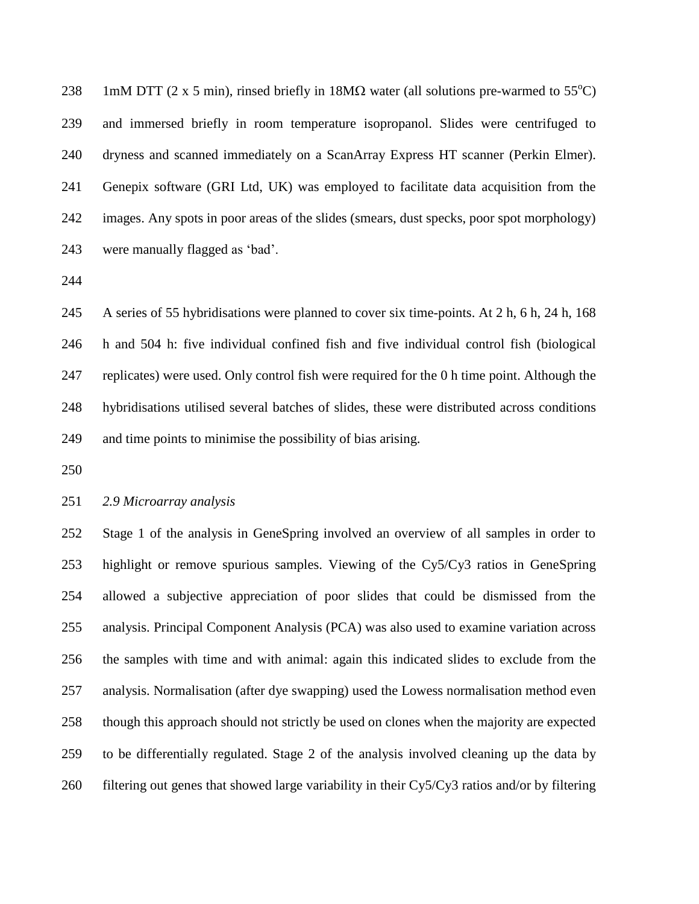1mM DTT (2 x 5 min), rinsed briefly in 18MΩ water (all solutions pre-warmed to 55$^{o}$C) and immersed briefly in room temperature isopropanol. Slides were centrifuged to dryness and scanned immediately on a ScanArray Express HT scanner (Perkin Elmer). Genepix software (GRI Ltd, UK) was employed to facilitate data acquisition from the images. Any spots in poor areas of the slides (smears, dust specks, poor spot morphology) were manually flagged as 'bad'.

A series of 55 hybridisations were planned to cover six time-points. At 2 h, 6 h, 24 h, 168 h and 504 h: five individual confined fish and five individual control fish (biological replicates) were used. Only control fish were required for the 0 h time point. Although the hybridisations utilised several batches of slides, these were distributed across conditions and time points to minimise the possibility of bias arising.

### *2.9 Microarray analysis*

Stage 1 of the analysis in GeneSpring involved an overview of all samples in order to highlight or remove spurious samples. Viewing of the Cy5/Cy3 ratios in GeneSpring allowed a subjective appreciation of poor slides that could be dismissed from the analysis. Principal Component Analysis (PCA) was also used to examine variation across the samples with time and with animal: again this indicated slides to exclude from the analysis. Normalisation (after dye swapping) used the Lowess normalisation method even though this approach should not strictly be used on clones when the majority are expected to be differentially regulated. Stage 2 of the analysis involved cleaning up the data by filtering out genes that showed large variability in their Cy5/Cy3 ratios and/or by filtering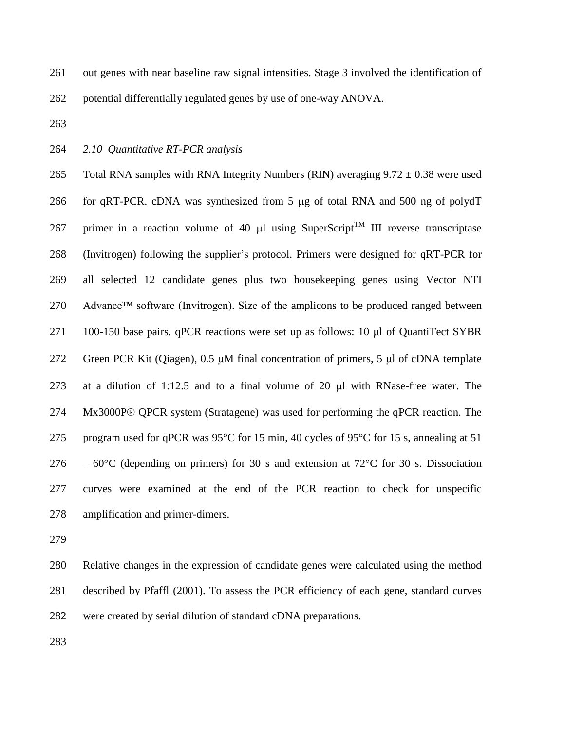out genes with near baseline raw signal intensities. Stage 3 involved the identification of potential differentially regulated genes by use of one-way ANOVA.

### *2.10 Quantitative RT-PCR analysis*

Total RNA samples with RNA Integrity Numbers (RIN) averaging 9.72 ± 0.38 were used for qRT-PCR. cDNA was synthesized from 5 μg of total RNA and 500 ng of polydT primer in a reaction volume of 40 μl using SuperScript$^{TM}$ III reverse transcriptase (Invitrogen) following the supplier's protocol. Primers were designed for qRT-PCR for all selected 12 candidate genes plus two housekeeping genes using Vector NTI Advance™ software (Invitrogen). Size of the amplicons to be produced ranged between 100-150 base pairs. qPCR reactions were set up as follows: 10 μl of QuantiTect SYBR Green PCR Kit (Qiagen), 0.5 μM final concentration of primers, 5 μl of cDNA template at a dilution of 1:12.5 and to a final volume of 20 μl with RNase-free water. The Mx3000P® QPCR system (Stratagene) was used for performing the qPCR reaction. The program used for qPCR was 95°C for 15 min, 40 cycles of 95°C for 15 s, annealing at 51 – 60°C (depending on primers) for 30 s and extension at 72°C for 30 s. Dissociation curves were examined at the end of the PCR reaction to check for unspecific amplification and primer-dimers.

Relative changes in the expression of candidate genes were calculated using the method described by Pfaffl (2001). To assess the PCR efficiency of each gene, standard curves were created by serial dilution of standard cDNA preparations.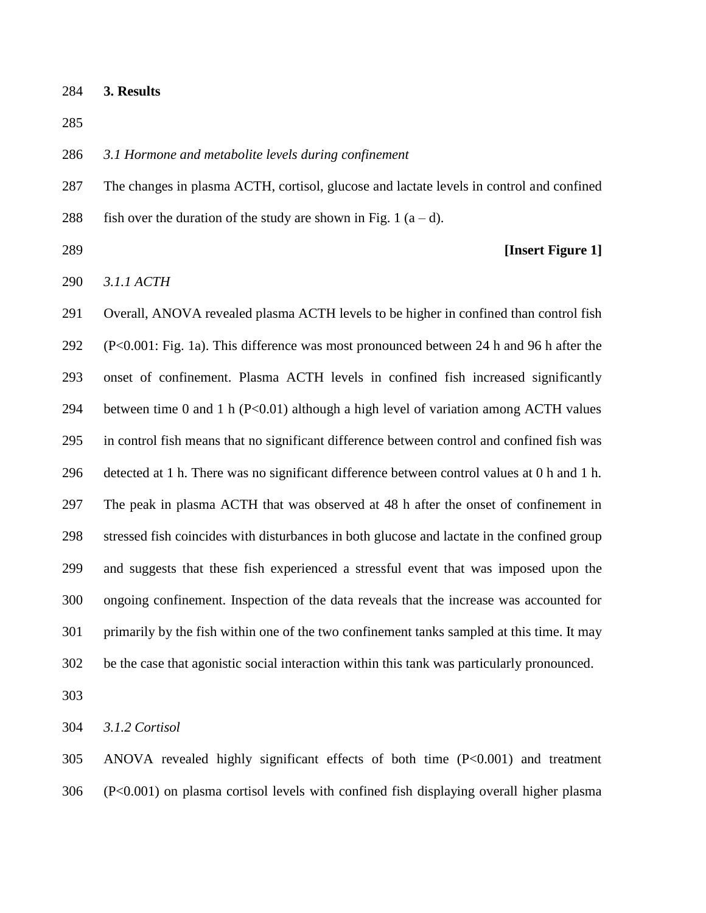## 3. Results

### *3.1 Hormone and metabolite levels during confinement*

The changes in plasma ACTH, cortisol, glucose and lactate levels in control and confined fish over the duration of the study are shown in Fig. 1 (a – d).

**[Insert Figure 1]**

#### *3.1.1 ACTH*

Overall, ANOVA revealed plasma ACTH levels to be higher in confined than control fish ($P<0.001$: Fig. 1a). This difference was most pronounced between 24 h and 96 h after the onset of confinement. Plasma ACTH levels in confined fish increased significantly between time 0 and 1 h ($P<0.01$) although a high level of variation among ACTH values in control fish means that no significant difference between control and confined fish was detected at 1 h. There was no significant difference between control values at 0 h and 1 h. The peak in plasma ACTH that was observed at 48 h after the onset of confinement in stressed fish coincides with disturbances in both glucose and lactate in the confined group and suggests that these fish experienced a stressful event that was imposed upon the ongoing confinement. Inspection of the data reveals that the increase was accounted for primarily by the fish within one of the two confinement tanks sampled at this time. It may be the case that agonistic social interaction within this tank was particularly pronounced.

#### *3.1.2 Cortisol*

ANOVA revealed highly significant effects of both time ($P<0.001$) and treatment ($P<0.001$) on plasma cortisol levels with confined fish displaying overall higher plasma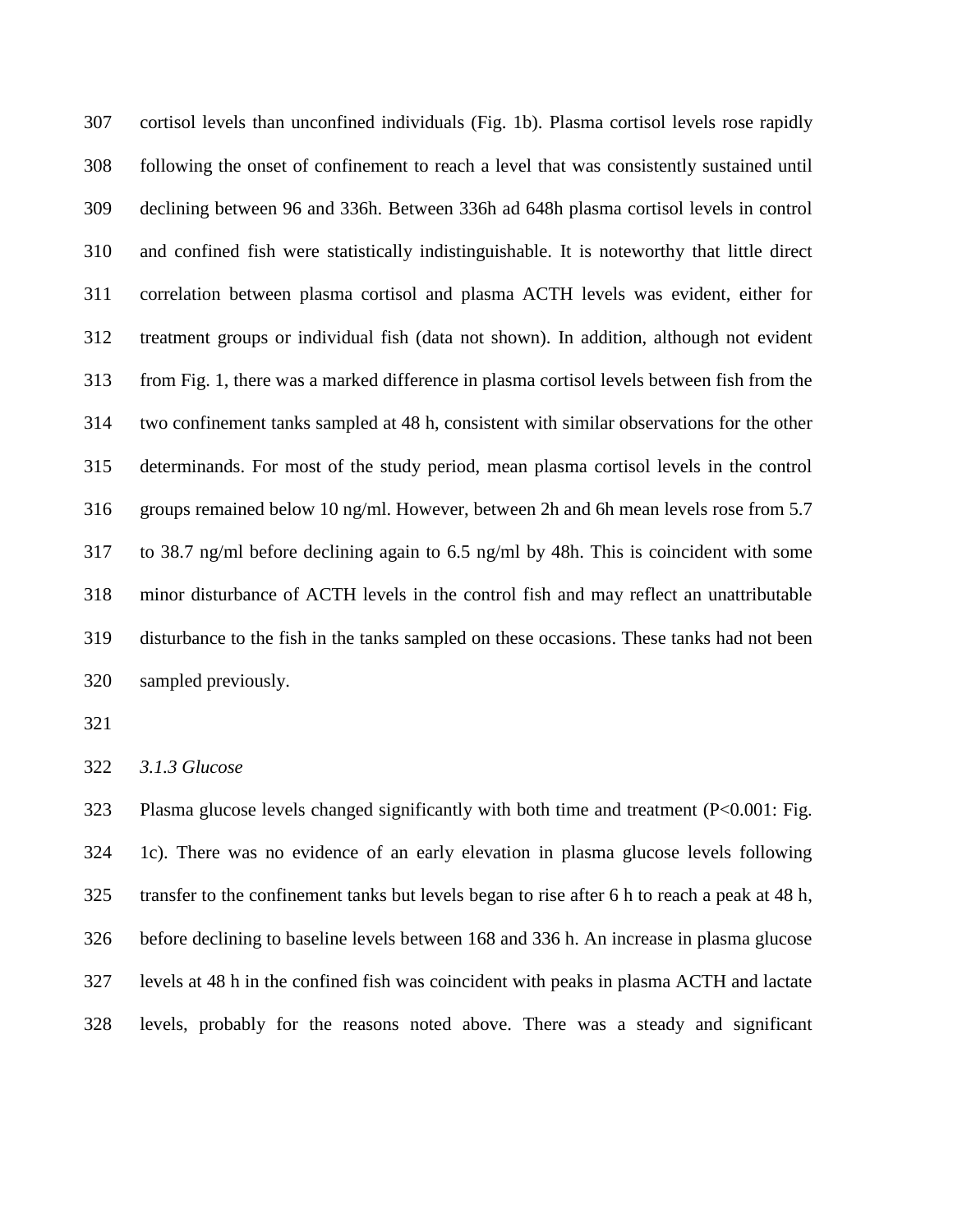cortisol levels than unconfined individuals (Fig. 1b). Plasma cortisol levels rose rapidly following the onset of confinement to reach a level that was consistently sustained until declining between 96 and 336h. Between 336h ad 648h plasma cortisol levels in control and confined fish were statistically indistinguishable. It is noteworthy that little direct correlation between plasma cortisol and plasma ACTH levels was evident, either for treatment groups or individual fish (data not shown). In addition, although not evident from Fig. 1, there was a marked difference in plasma cortisol levels between fish from the two confinement tanks sampled at 48 h, consistent with similar observations for the other determinands. For most of the study period, mean plasma cortisol levels in the control groups remained below 10 ng/ml. However, between 2h and 6h mean levels rose from 5.7 to 38.7 ng/ml before declining again to 6.5 ng/ml by 48h. This is coincident with some minor disturbance of ACTH levels in the control fish and may reflect an unattributable disturbance to the fish in the tanks sampled on these occasions. These tanks had not been sampled previously.

### *3.1.3 Glucose*

Plasma glucose levels changed significantly with both time and treatment ($P<0.001$: Fig. 1c). There was no evidence of an early elevation in plasma glucose levels following transfer to the confinement tanks but levels began to rise after 6 h to reach a peak at 48 h, before declining to baseline levels between 168 and 336 h. An increase in plasma glucose levels at 48 h in the confined fish was coincident with peaks in plasma ACTH and lactate levels, probably for the reasons noted above. There was a steady and significant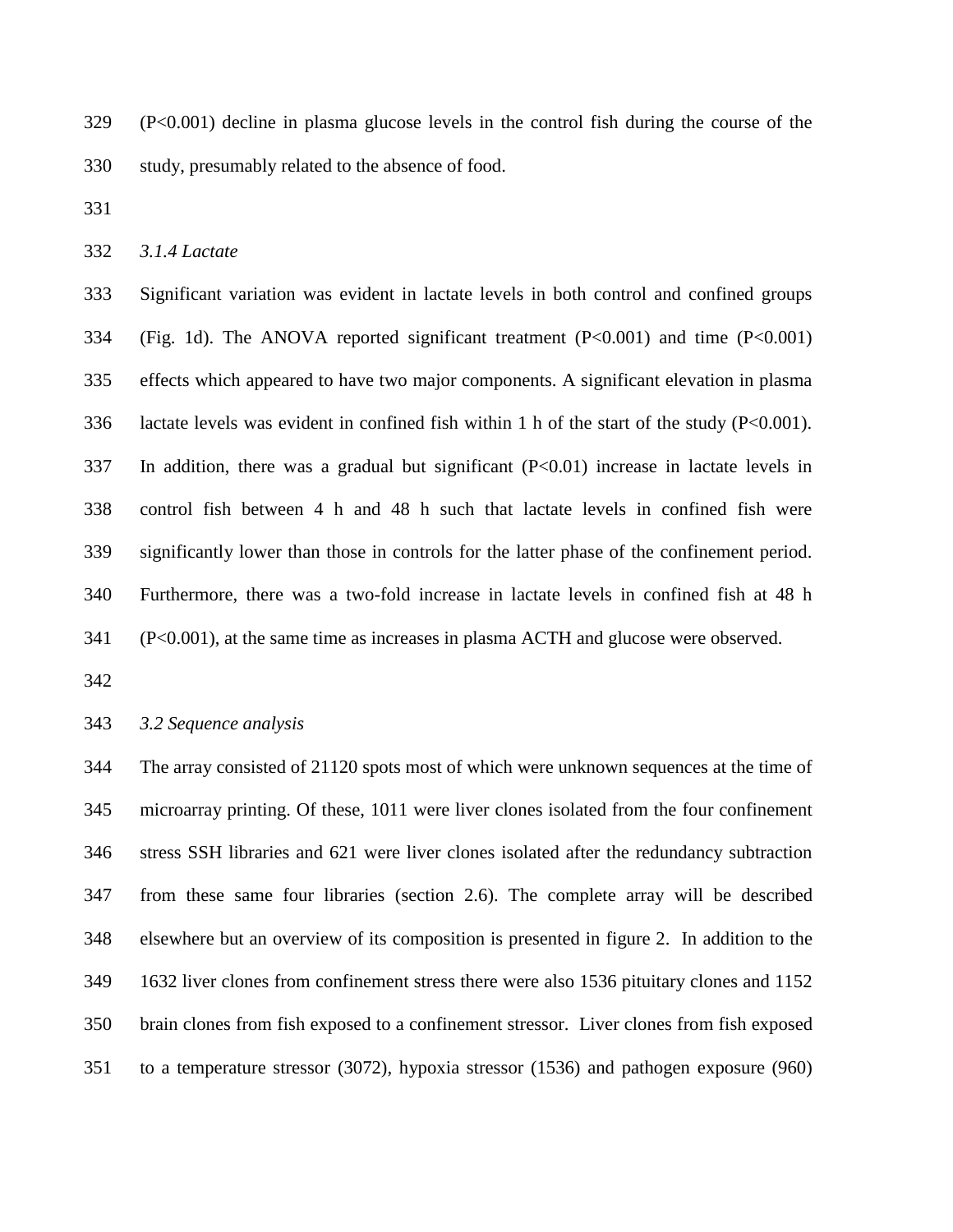($P<0.001$) decline in plasma glucose levels in the control fish during the course of the study, presumably related to the absence of food.

#### *3.1.4 Lactate*

Significant variation was evident in lactate levels in both control and confined groups (Fig. 1d). The ANOVA reported significant treatment ($P<0.001$) and time ($P<0.001$) effects which appeared to have two major components. A significant elevation in plasma lactate levels was evident in confined fish within 1 h of the start of the study ($P<0.001$). In addition, there was a gradual but significant ($P<0.01$) increase in lactate levels in control fish between 4 h and 48 h such that lactate levels in confined fish were significantly lower than those in controls for the latter phase of the confinement period. Furthermore, there was a two-fold increase in lactate levels in confined fish at 48 h ($P<0.001$), at the same time as increases in plasma ACTH and glucose were observed.

### *3.2 Sequence analysis*

The array consisted of 21120 spots most of which were unknown sequences at the time of microarray printing. Of these, 1011 were liver clones isolated from the four confinement stress SSH libraries and 621 were liver clones isolated after the redundancy subtraction from these same four libraries (section 2.6). The complete array will be described elsewhere but an overview of its composition is presented in figure 2. In addition to the 1632 liver clones from confinement stress there were also 1536 pituitary clones and 1152 brain clones from fish exposed to a confinement stressor. Liver clones from fish exposed to a temperature stressor (3072), hypoxia stressor (1536) and pathogen exposure (960)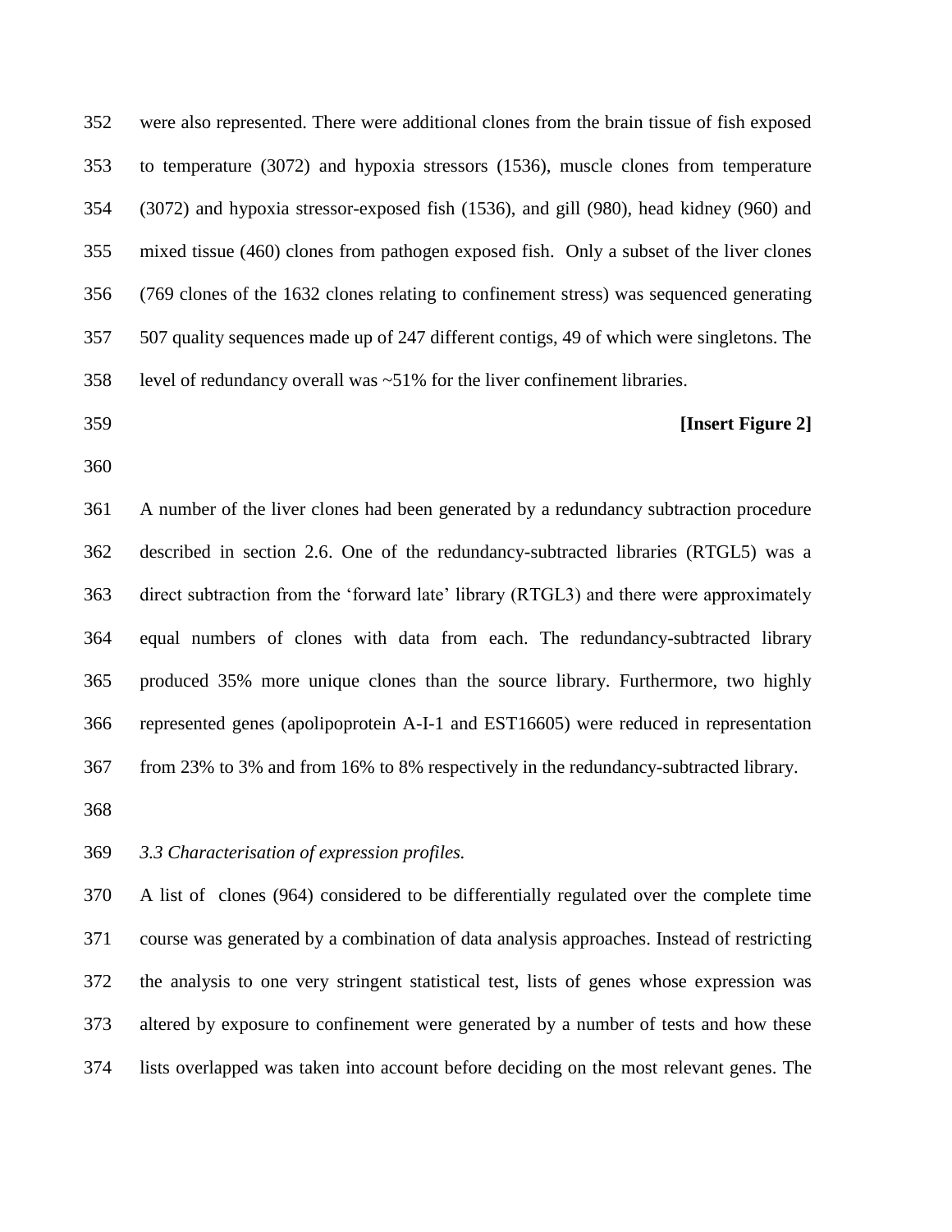were also represented. There were additional clones from the brain tissue of fish exposed to temperature (3072) and hypoxia stressors (1536), muscle clones from temperature (3072) and hypoxia stressor-exposed fish (1536), and gill (980), head kidney (960) and mixed tissue (460) clones from pathogen exposed fish. Only a subset of the liver clones (769 clones of the 1632 clones relating to confinement stress) was sequenced generating 507 quality sequences made up of 247 different contigs, 49 of which were singletons. The level of redundancy overall was ~51% for the liver confinement libraries.

**[Insert Figure 2]**

A number of the liver clones had been generated by a redundancy subtraction procedure described in section 2.6. One of the redundancy-subtracted libraries (RTGL5) was a direct subtraction from the 'forward late' library (RTGL3) and there were approximately equal numbers of clones with data from each. The redundancy-subtracted library produced 35% more unique clones than the source library. Furthermore, two highly represented genes (apolipoprotein A-I-1 and EST16605) were reduced in representation from 23% to 3% and from 16% to 8% respectively in the redundancy-subtracted library.

*3.3 Characterisation of expression profiles.*

A list of clones (964) considered to be differentially regulated over the complete time course was generated by a combination of data analysis approaches. Instead of restricting the analysis to one very stringent statistical test, lists of genes whose expression was altered by exposure to confinement were generated by a number of tests and how these lists overlapped was taken into account before deciding on the most relevant genes. The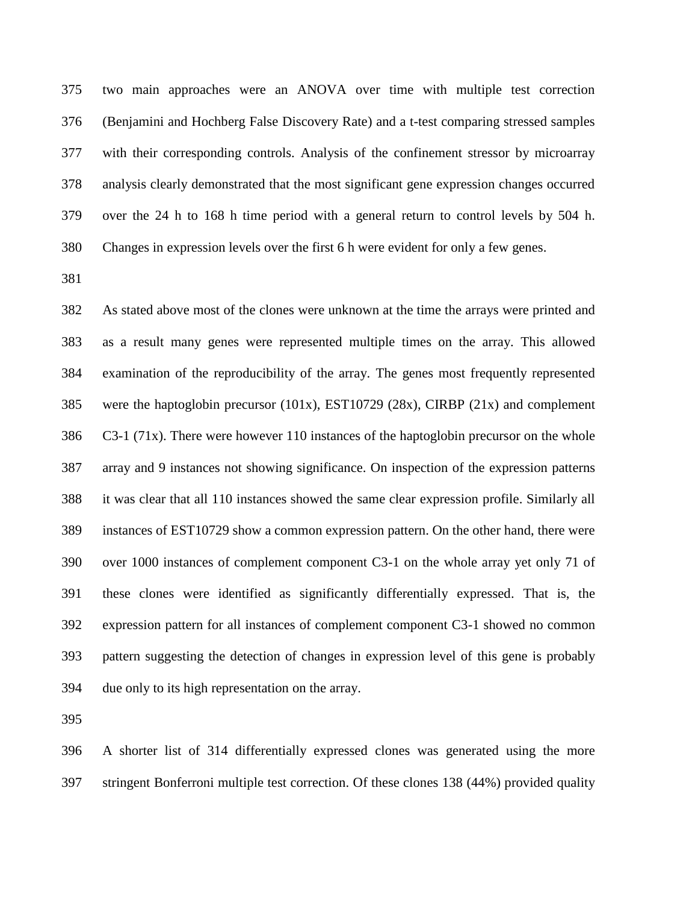two main approaches were an ANOVA over time with multiple test correction (Benjamini and Hochberg False Discovery Rate) and a t-test comparing stressed samples with their corresponding controls. Analysis of the confinement stressor by microarray analysis clearly demonstrated that the most significant gene expression changes occurred over the 24 h to 168 h time period with a general return to control levels by 504 h. Changes in expression levels over the first 6 h were evident for only a few genes.

As stated above most of the clones were unknown at the time the arrays were printed and as a result many genes were represented multiple times on the array. This allowed examination of the reproducibility of the array. The genes most frequently represented were the haptoglobin precursor (101x), EST10729 (28x), CIRBP (21x) and complement C3-1 (71x). There were however 110 instances of the haptoglobin precursor on the whole array and 9 instances not showing significance. On inspection of the expression patterns it was clear that all 110 instances showed the same clear expression profile. Similarly all instances of EST10729 show a common expression pattern. On the other hand, there were over 1000 instances of complement component C3-1 on the whole array yet only 71 of these clones were identified as significantly differentially expressed. That is, the expression pattern for all instances of complement component C3-1 showed no common pattern suggesting the detection of changes in expression level of this gene is probably due only to its high representation on the array.

A shorter list of 314 differentially expressed clones was generated using the more stringent Bonferroni multiple test correction. Of these clones 138 (44%) provided quality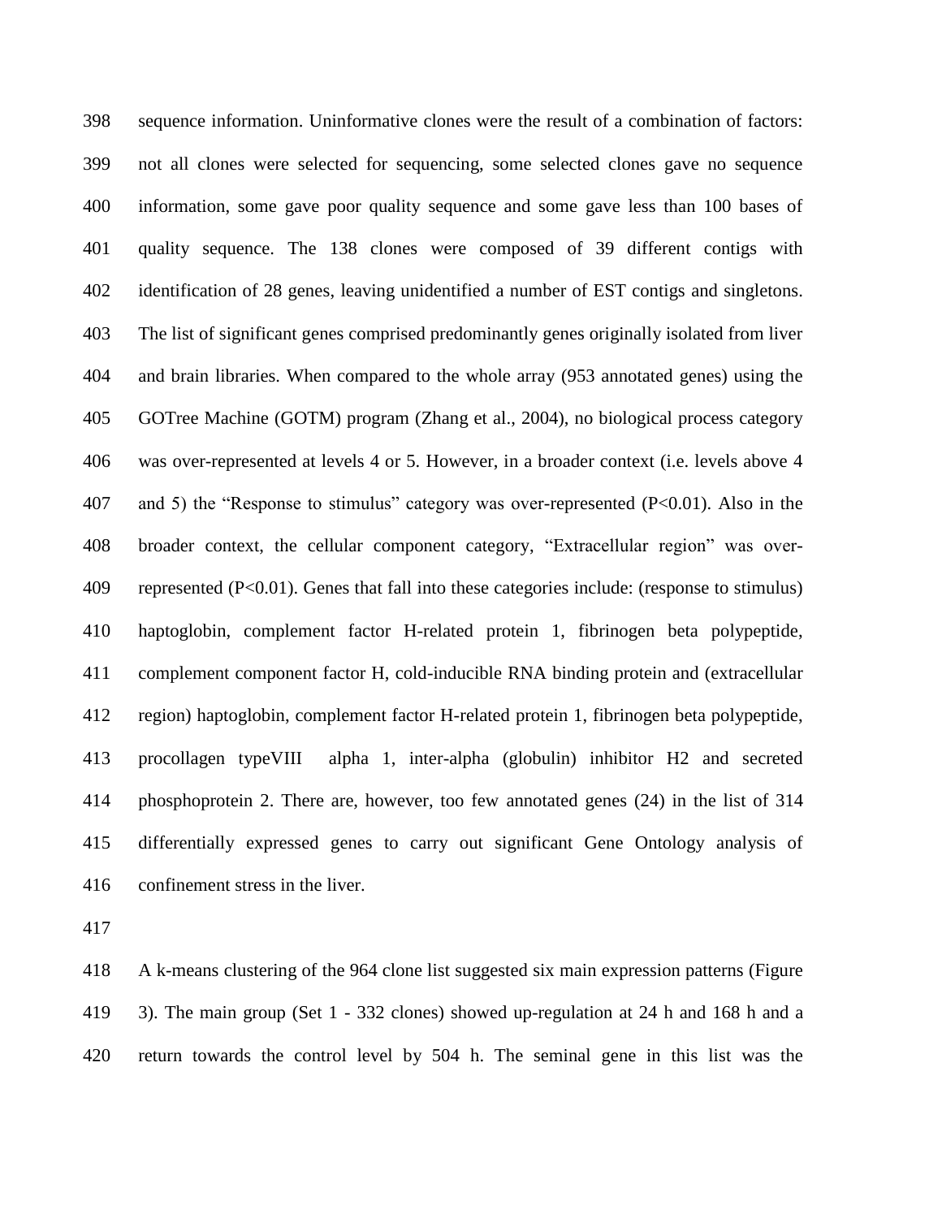sequence information. Uninformative clones were the result of a combination of factors: not all clones were selected for sequencing, some selected clones gave no sequence information, some gave poor quality sequence and some gave less than 100 bases of quality sequence. The 138 clones were composed of 39 different contigs with identification of 28 genes, leaving unidentified a number of EST contigs and singletons. The list of significant genes comprised predominantly genes originally isolated from liver and brain libraries. When compared to the whole array (953 annotated genes) using the GOTree Machine (GOTM) program (Zhang et al., 2004), no biological process category was over-represented at levels 4 or 5. However, in a broader context (i.e. levels above 4 and 5) the "Response to stimulus" category was over-represented (P<0.01). Also in the broader context, the cellular component category, "Extracellular region" was over-represented (P<0.01). Genes that fall into these categories include: (response to stimulus) haptoglobin, complement factor H-related protein 1, fibrinogen beta polypeptide, complement component factor H, cold-inducible RNA binding protein and (extracellular region) haptoglobin, complement factor H-related protein 1, fibrinogen beta polypeptide, procollagen typeVIII alpha 1, inter-alpha (globulin) inhibitor H2 and secreted phosphoprotein 2. There are, however, too few annotated genes (24) in the list of 314 differentially expressed genes to carry out significant Gene Ontology analysis of confinement stress in the liver.

A k-means clustering of the 964 clone list suggested six main expression patterns (Figure 3). The main group (Set 1 - 332 clones) showed up-regulation at 24 h and 168 h and a return towards the control level by 504 h. The seminal gene in this list was the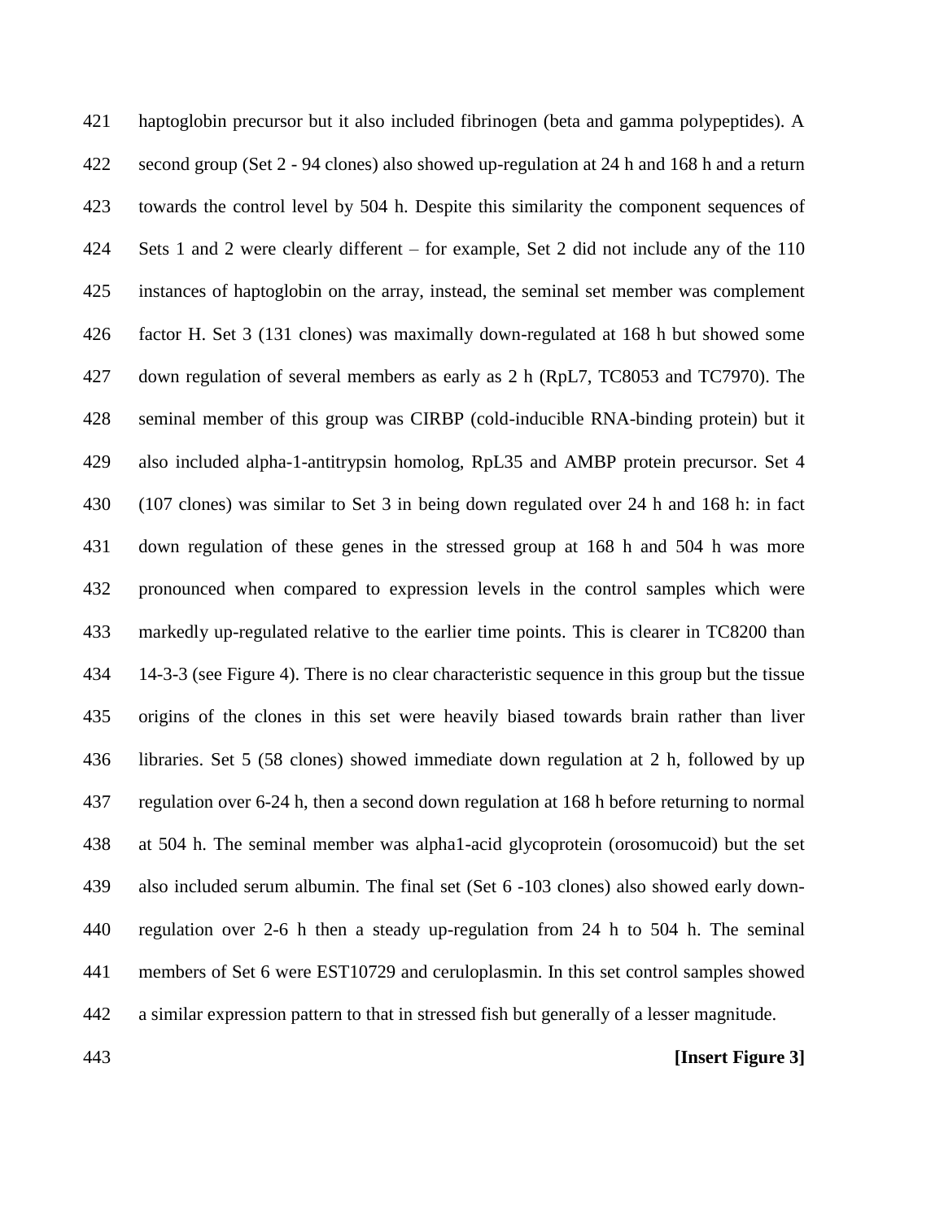haptoglobin precursor but it also included fibrinogen (beta and gamma polypeptides). A second group (Set 2 - 94 clones) also showed up-regulation at 24 h and 168 h and a return towards the control level by 504 h. Despite this similarity the component sequences of Sets 1 and 2 were clearly different – for example, Set 2 did not include any of the 110 instances of haptoglobin on the array, instead, the seminal set member was complement factor H. Set 3 (131 clones) was maximally down-regulated at 168 h but showed some down regulation of several members as early as 2 h (RpL7, TC8053 and TC7970). The seminal member of this group was CIRBP (cold-inducible RNA-binding protein) but it also included alpha-1-antitrypsin homolog, RpL35 and AMBP protein precursor. Set 4 (107 clones) was similar to Set 3 in being down regulated over 24 h and 168 h: in fact down regulation of these genes in the stressed group at 168 h and 504 h was more pronounced when compared to expression levels in the control samples which were markedly up-regulated relative to the earlier time points. This is clearer in TC8200 than 14-3-3 (see Figure 4). There is no clear characteristic sequence in this group but the tissue origins of the clones in this set were heavily biased towards brain rather than liver libraries. Set 5 (58 clones) showed immediate down regulation at 2 h, followed by up regulation over 6-24 h, then a second down regulation at 168 h before returning to normal at 504 h. The seminal member was alpha1-acid glycoprotein (orosomucoid) but the set also included serum albumin. The final set (Set 6 -103 clones) also showed early down-regulation over 2-6 h then a steady up-regulation from 24 h to 504 h. The seminal members of Set 6 were EST10729 and ceruloplasmin. In this set control samples showed a similar expression pattern to that in stressed fish but generally of a lesser magnitude.

**[Insert Figure 3]**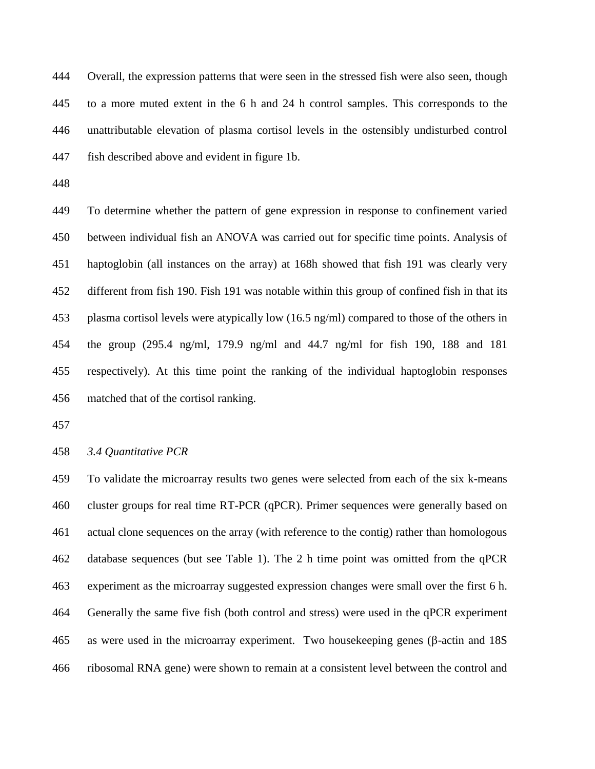Overall, the expression patterns that were seen in the stressed fish were also seen, though to a more muted extent in the 6 h and 24 h control samples. This corresponds to the unattributable elevation of plasma cortisol levels in the ostensibly undisturbed control fish described above and evident in figure 1b.

To determine whether the pattern of gene expression in response to confinement varied between individual fish an ANOVA was carried out for specific time points. Analysis of haptoglobin (all instances on the array) at 168h showed that fish 191 was clearly very different from fish 190. Fish 191 was notable within this group of confined fish in that its plasma cortisol levels were atypically low (16.5 ng/ml) compared to those of the others in the group (295.4 ng/ml, 179.9 ng/ml and 44.7 ng/ml for fish 190, 188 and 181 respectively). At this time point the ranking of the individual haptoglobin responses matched that of the cortisol ranking.

### *3.4 Quantitative PCR*

To validate the microarray results two genes were selected from each of the six k-means cluster groups for real time RT-PCR (qPCR). Primer sequences were generally based on actual clone sequences on the array (with reference to the contig) rather than homologous database sequences (but see Table 1). The 2 h time point was omitted from the qPCR experiment as the microarray suggested expression changes were small over the first 6 h. Generally the same five fish (both control and stress) were used in the qPCR experiment as were used in the microarray experiment. Two housekeeping genes (β-actin and 18S ribosomal RNA gene) were shown to remain at a consistent level between the control and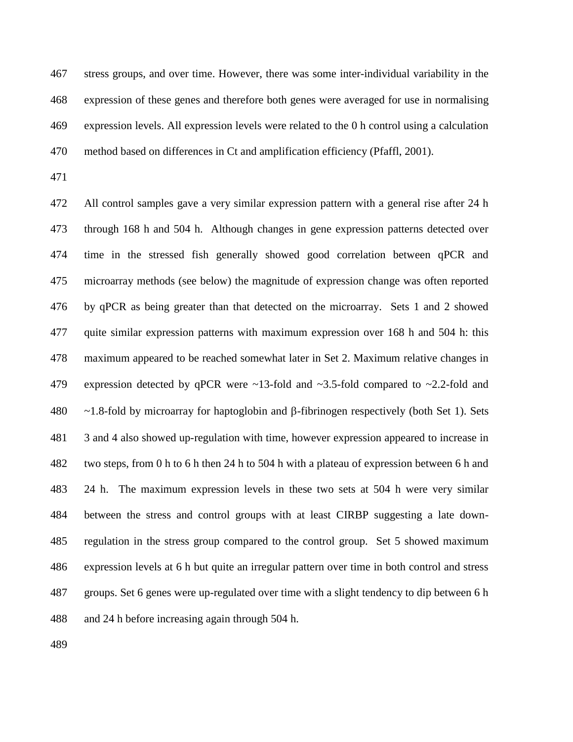stress groups, and over time. However, there was some inter-individual variability in the expression of these genes and therefore both genes were averaged for use in normalising expression levels. All expression levels were related to the 0 h control using a calculation method based on differences in Ct and amplification efficiency (Pfaffl, 2001).

All control samples gave a very similar expression pattern with a general rise after 24 h through 168 h and 504 h. Although changes in gene expression patterns detected over time in the stressed fish generally showed good correlation between qPCR and microarray methods (see below) the magnitude of expression change was often reported by qPCR as being greater than that detected on the microarray. Sets 1 and 2 showed quite similar expression patterns with maximum expression over 168 h and 504 h: this maximum appeared to be reached somewhat later in Set 2. Maximum relative changes in expression detected by qPCR were ~13-fold and ~3.5-fold compared to ~2.2-fold and ~1.8-fold by microarray for haptoglobin and β-fibrinogen respectively (both Set 1). Sets 3 and 4 also showed up-regulation with time, however expression appeared to increase in two steps, from 0 h to 6 h then 24 h to 504 h with a plateau of expression between 6 h and 24 h. The maximum expression levels in these two sets at 504 h were very similar between the stress and control groups with at least CIRBP suggesting a late down-regulation in the stress group compared to the control group. Set 5 showed maximum expression levels at 6 h but quite an irregular pattern over time in both control and stress groups. Set 6 genes were up-regulated over time with a slight tendency to dip between 6 h and 24 h before increasing again through 504 h.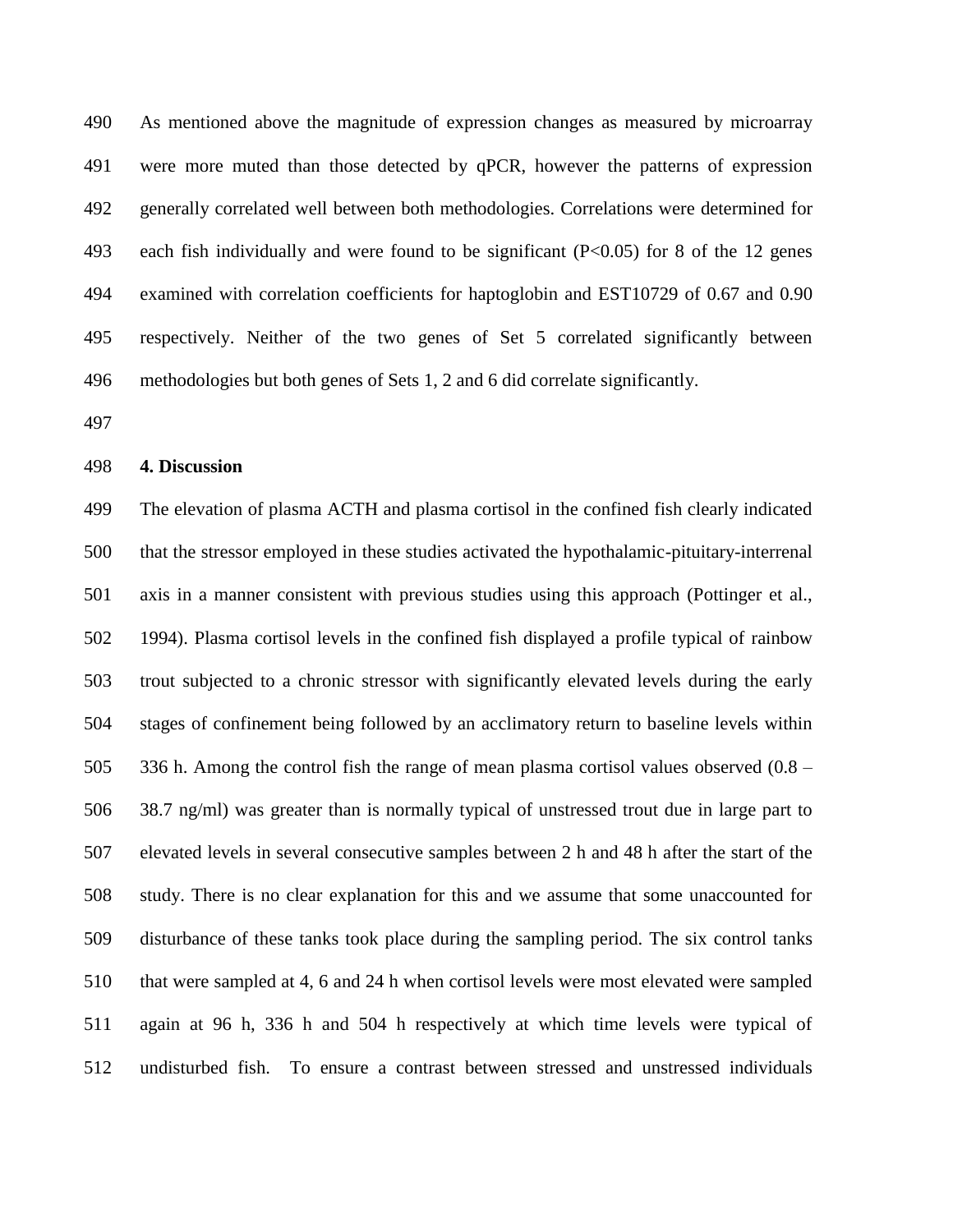As mentioned above the magnitude of expression changes as measured by microarray were more muted than those detected by qPCR, however the patterns of expression generally correlated well between both methodologies. Correlations were determined for each fish individually and were found to be significant ($P<0.05$) for 8 of the 12 genes examined with correlation coefficients for haptoglobin and EST10729 of 0.67 and 0.90 respectively. Neither of the two genes of Set 5 correlated significantly between methodologies but both genes of Sets 1, 2 and 6 did correlate significantly.

## 4. Discussion

The elevation of plasma ACTH and plasma cortisol in the confined fish clearly indicated that the stressor employed in these studies activated the hypothalamic-pituitary-interrenal axis in a manner consistent with previous studies using this approach (Pottinger et al., 1994). Plasma cortisol levels in the confined fish displayed a profile typical of rainbow trout subjected to a chronic stressor with significantly elevated levels during the early stages of confinement being followed by an acclimatory return to baseline levels within 336 h. Among the control fish the range of mean plasma cortisol values observed (0.8 – 38.7 ng/ml) was greater than is normally typical of unstressed trout due in large part to elevated levels in several consecutive samples between 2 h and 48 h after the start of the study. There is no clear explanation for this and we assume that some unaccounted for disturbance of these tanks took place during the sampling period. The six control tanks that were sampled at 4, 6 and 24 h when cortisol levels were most elevated were sampled again at 96 h, 336 h and 504 h respectively at which time levels were typical of undisturbed fish. To ensure a contrast between stressed and unstressed individuals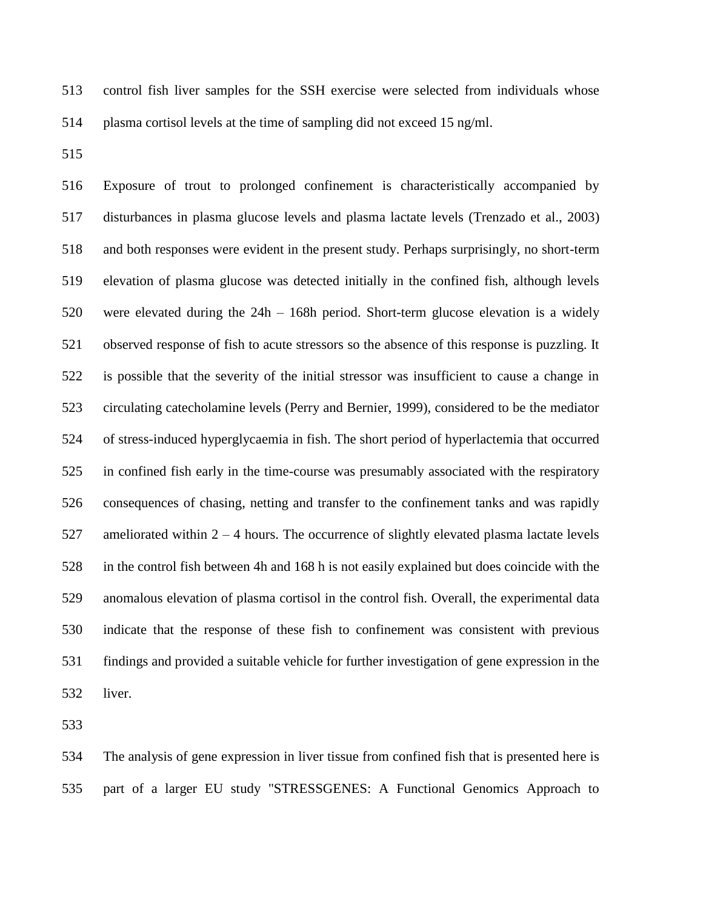control fish liver samples for the SSH exercise were selected from individuals whose plasma cortisol levels at the time of sampling did not exceed 15 ng/ml.

Exposure of trout to prolonged confinement is characteristically accompanied by disturbances in plasma glucose levels and plasma lactate levels (Trenzado et al., 2003) and both responses were evident in the present study. Perhaps surprisingly, no short-term elevation of plasma glucose was detected initially in the confined fish, although levels were elevated during the 24h – 168h period. Short-term glucose elevation is a widely observed response of fish to acute stressors so the absence of this response is puzzling. It is possible that the severity of the initial stressor was insufficient to cause a change in circulating catecholamine levels (Perry and Bernier, 1999), considered to be the mediator of stress-induced hyperglycaemia in fish. The short period of hyperlactemia that occurred in confined fish early in the time-course was presumably associated with the respiratory consequences of chasing, netting and transfer to the confinement tanks and was rapidly ameliorated within 2 – 4 hours. The occurrence of slightly elevated plasma lactate levels in the control fish between 4h and 168 h is not easily explained but does coincide with the anomalous elevation of plasma cortisol in the control fish. Overall, the experimental data indicate that the response of these fish to confinement was consistent with previous findings and provided a suitable vehicle for further investigation of gene expression in the liver.

The analysis of gene expression in liver tissue from confined fish that is presented here is part of a larger EU study "STRESSGENES: A Functional Genomics Approach to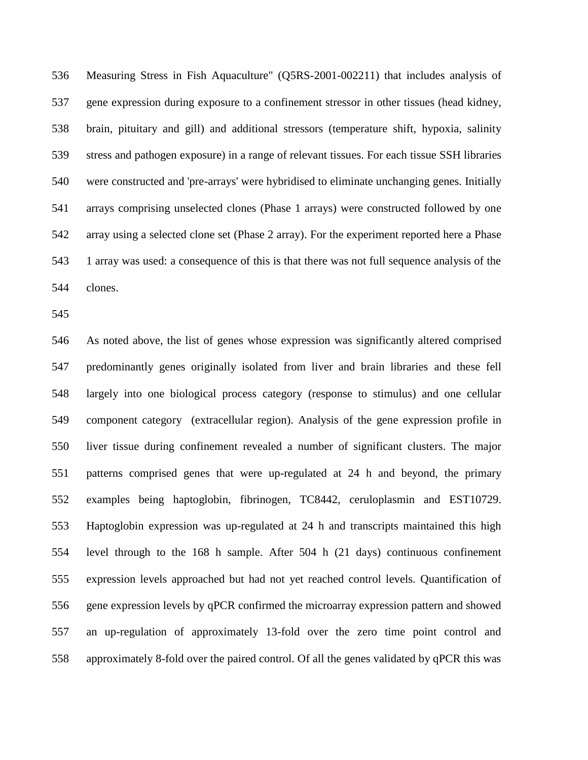Measuring Stress in Fish Aquaculture" (Q5RS-2001-002211) that includes analysis of gene expression during exposure to a confinement stressor in other tissues (head kidney, brain, pituitary and gill) and additional stressors (temperature shift, hypoxia, salinity stress and pathogen exposure) in a range of relevant tissues. For each tissue SSH libraries were constructed and 'pre-arrays' were hybridised to eliminate unchanging genes. Initially arrays comprising unselected clones (Phase 1 arrays) were constructed followed by one array using a selected clone set (Phase 2 array). For the experiment reported here a Phase 1 array was used: a consequence of this is that there was not full sequence analysis of the clones.

As noted above, the list of genes whose expression was significantly altered comprised predominantly genes originally isolated from liver and brain libraries and these fell largely into one biological process category (response to stimulus) and one cellular component category (extracellular region). Analysis of the gene expression profile in liver tissue during confinement revealed a number of significant clusters. The major patterns comprised genes that were up-regulated at 24 h and beyond, the primary examples being haptoglobin, fibrinogen, TC8442, ceruloplasmin and EST10729. Haptoglobin expression was up-regulated at 24 h and transcripts maintained this high level through to the 168 h sample. After 504 h (21 days) continuous confinement expression levels approached but had not yet reached control levels. Quantification of gene expression levels by qPCR confirmed the microarray expression pattern and showed an up-regulation of approximately 13-fold over the zero time point control and approximately 8-fold over the paired control. Of all the genes validated by qPCR this was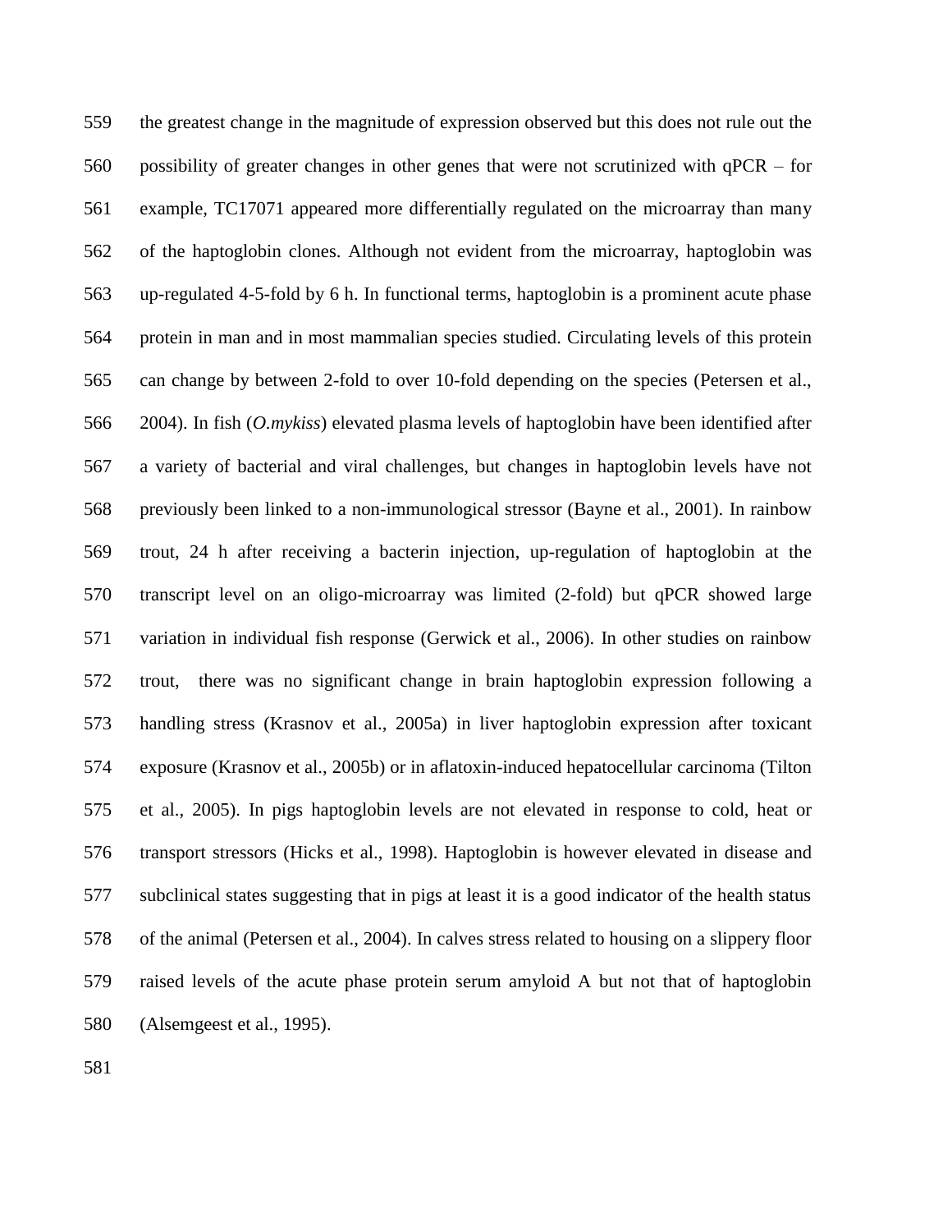the greatest change in the magnitude of expression observed but this does not rule out the possibility of greater changes in other genes that were not scrutinized with qPCR – for example, TC17071 appeared more differentially regulated on the microarray than many of the haptoglobin clones. Although not evident from the microarray, haptoglobin was up-regulated 4-5-fold by 6 h. In functional terms, haptoglobin is a prominent acute phase protein in man and in most mammalian species studied. Circulating levels of this protein can change by between 2-fold to over 10-fold depending on the species (Petersen et al., 2004). In fish (*O.mykiss*) elevated plasma levels of haptoglobin have been identified after a variety of bacterial and viral challenges, but changes in haptoglobin levels have not previously been linked to a non-immunological stressor (Bayne et al., 2001). In rainbow trout, 24 h after receiving a bacterin injection, up-regulation of haptoglobin at the transcript level on an oligo-microarray was limited (2-fold) but qPCR showed large variation in individual fish response (Gerwick et al., 2006). In other studies on rainbow trout, there was no significant change in brain haptoglobin expression following a handling stress (Krasnov et al., 2005a) in liver haptoglobin expression after toxicant exposure (Krasnov et al., 2005b) or in aflatoxin-induced hepatocellular carcinoma (Tilton et al., 2005). In pigs haptoglobin levels are not elevated in response to cold, heat or transport stressors (Hicks et al., 1998). Haptoglobin is however elevated in disease and subclinical states suggesting that in pigs at least it is a good indicator of the health status of the animal (Petersen et al., 2004). In calves stress related to housing on a slippery floor raised levels of the acute phase protein serum amyloid A but not that of haptoglobin (Alsemgeest et al., 1995).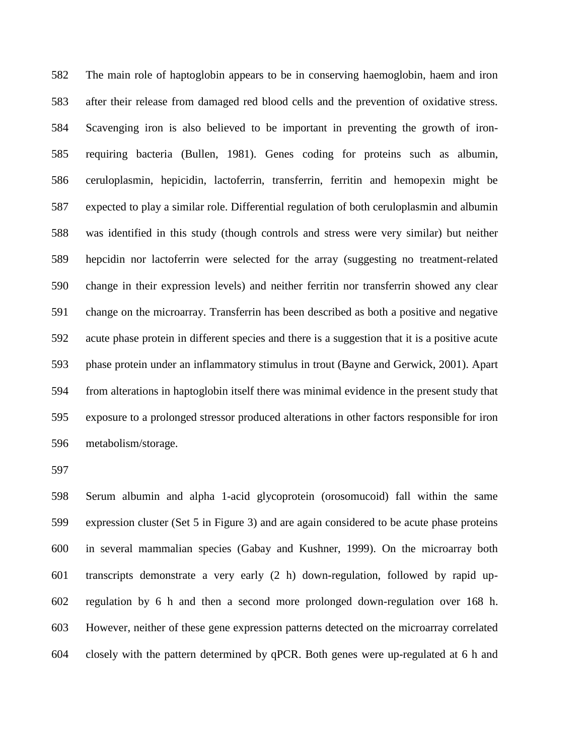The main role of haptoglobin appears to be in conserving haemoglobin, haem and iron after their release from damaged red blood cells and the prevention of oxidative stress. Scavenging iron is also believed to be important in preventing the growth of iron-requiring bacteria (Bullen, 1981). Genes coding for proteins such as albumin, ceruloplasmin, hepicidin, lactoferrin, transferrin, ferritin and hemopexin might be expected to play a similar role. Differential regulation of both ceruloplasmin and albumin was identified in this study (though controls and stress were very similar) but neither hepcidin nor lactoferrin were selected for the array (suggesting no treatment-related change in their expression levels) and neither ferritin nor transferrin showed any clear change on the microarray. Transferrin has been described as both a positive and negative acute phase protein in different species and there is a suggestion that it is a positive acute phase protein under an inflammatory stimulus in trout (Bayne and Gerwick, 2001). Apart from alterations in haptoglobin itself there was minimal evidence in the present study that exposure to a prolonged stressor produced alterations in other factors responsible for iron metabolism/storage.

Serum albumin and alpha 1-acid glycoprotein (orosomucoid) fall within the same expression cluster (Set 5 in Figure 3) and are again considered to be acute phase proteins in several mammalian species (Gabay and Kushner, 1999). On the microarray both transcripts demonstrate a very early (2 h) down-regulation, followed by rapid up-regulation by 6 h and then a second more prolonged down-regulation over 168 h. However, neither of these gene expression patterns detected on the microarray correlated closely with the pattern determined by qPCR. Both genes were up-regulated at 6 h and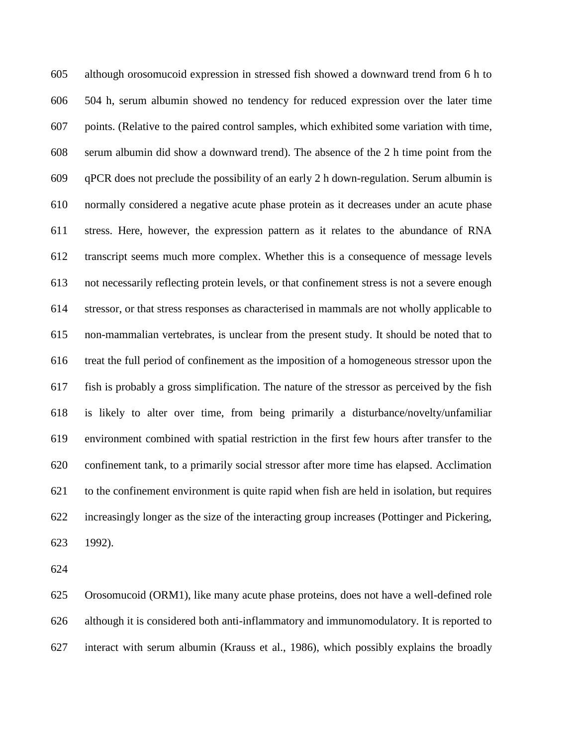although orosomucoid expression in stressed fish showed a downward trend from 6 h to 504 h, serum albumin showed no tendency for reduced expression over the later time points. (Relative to the paired control samples, which exhibited some variation with time, serum albumin did show a downward trend). The absence of the 2 h time point from the qPCR does not preclude the possibility of an early 2 h down-regulation. Serum albumin is normally considered a negative acute phase protein as it decreases under an acute phase stress. Here, however, the expression pattern as it relates to the abundance of RNA transcript seems much more complex. Whether this is a consequence of message levels not necessarily reflecting protein levels, or that confinement stress is not a severe enough stressor, or that stress responses as characterised in mammals are not wholly applicable to non-mammalian vertebrates, is unclear from the present study. It should be noted that to treat the full period of confinement as the imposition of a homogeneous stressor upon the fish is probably a gross simplification. The nature of the stressor as perceived by the fish is likely to alter over time, from being primarily a disturbance/novelty/unfamiliar environment combined with spatial restriction in the first few hours after transfer to the confinement tank, to a primarily social stressor after more time has elapsed. Acclimation to the confinement environment is quite rapid when fish are held in isolation, but requires increasingly longer as the size of the interacting group increases (Pottinger and Pickering, 1992).

Orosomucoid (ORM1), like many acute phase proteins, does not have a well-defined role although it is considered both anti-inflammatory and immunomodulatory. It is reported to interact with serum albumin (Krauss et al., 1986), which possibly explains the broadly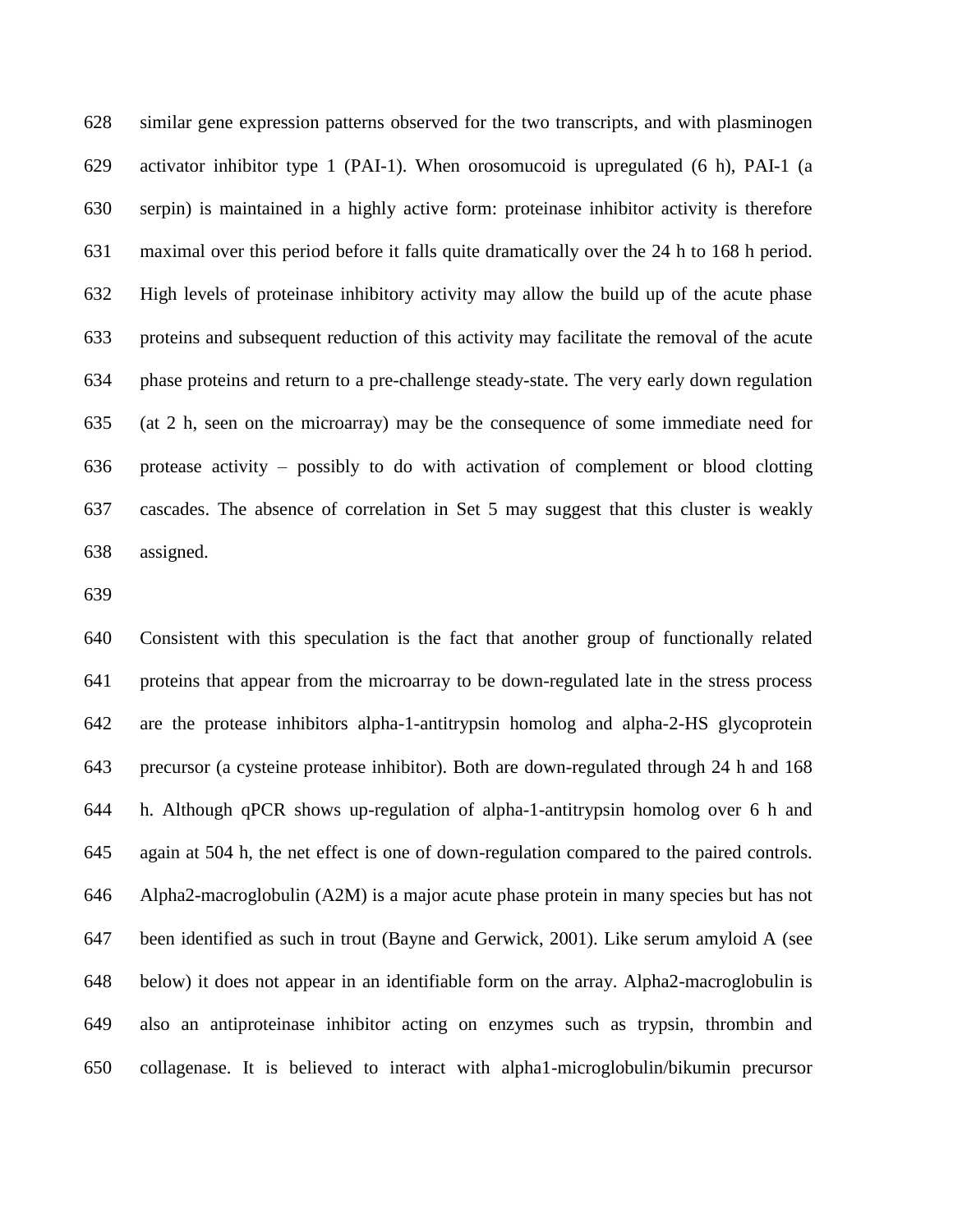similar gene expression patterns observed for the two transcripts, and with plasminogen activator inhibitor type 1 (PAI-1). When orosomucoid is upregulated (6 h), PAI-1 (a serpin) is maintained in a highly active form: proteinase inhibitor activity is therefore maximal over this period before it falls quite dramatically over the 24 h to 168 h period. High levels of proteinase inhibitory activity may allow the build up of the acute phase proteins and subsequent reduction of this activity may facilitate the removal of the acute phase proteins and return to a pre-challenge steady-state. The very early down regulation (at 2 h, seen on the microarray) may be the consequence of some immediate need for protease activity – possibly to do with activation of complement or blood clotting cascades. The absence of correlation in Set 5 may suggest that this cluster is weakly assigned.

Consistent with this speculation is the fact that another group of functionally related proteins that appear from the microarray to be down-regulated late in the stress process are the protease inhibitors alpha-1-antitrypsin homolog and alpha-2-HS glycoprotein precursor (a cysteine protease inhibitor). Both are down-regulated through 24 h and 168 h. Although qPCR shows up-regulation of alpha-1-antitrypsin homolog over 6 h and again at 504 h, the net effect is one of down-regulation compared to the paired controls. Alpha2-macroglobulin (A2M) is a major acute phase protein in many species but has not been identified as such in trout (Bayne and Gerwick, 2001). Like serum amyloid A (see below) it does not appear in an identifiable form on the array. Alpha2-macroglobulin is also an antiproteinase inhibitor acting on enzymes such as trypsin, thrombin and collagenase. It is believed to interact with alpha1-microglobulin/bikumin precursor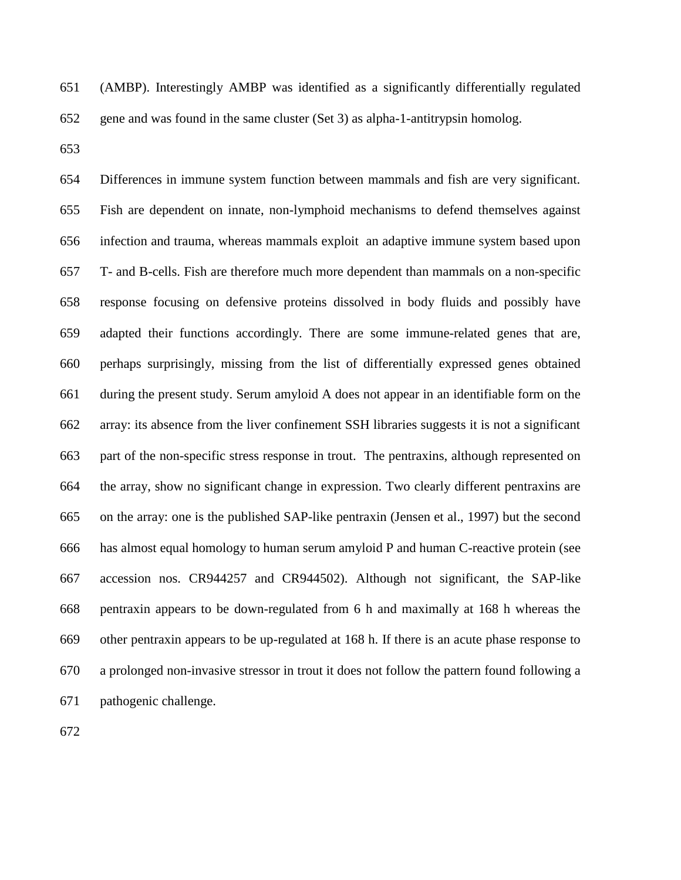(AMBP). Interestingly AMBP was identified as a significantly differentially regulated gene and was found in the same cluster (Set 3) as alpha-1-antitrypsin homolog.

Differences in immune system function between mammals and fish are very significant. Fish are dependent on innate, non-lymphoid mechanisms to defend themselves against infection and trauma, whereas mammals exploit an adaptive immune system based upon T- and B-cells. Fish are therefore much more dependent than mammals on a non-specific response focusing on defensive proteins dissolved in body fluids and possibly have adapted their functions accordingly. There are some immune-related genes that are, perhaps surprisingly, missing from the list of differentially expressed genes obtained during the present study. Serum amyloid A does not appear in an identifiable form on the array: its absence from the liver confinement SSH libraries suggests it is not a significant part of the non-specific stress response in trout. The pentraxins, although represented on the array, show no significant change in expression. Two clearly different pentraxins are on the array: one is the published SAP-like pentraxin (Jensen et al., 1997) but the second has almost equal homology to human serum amyloid P and human C-reactive protein (see accession nos. CR944257 and CR944502). Although not significant, the SAP-like pentraxin appears to be down-regulated from 6 h and maximally at 168 h whereas the other pentraxin appears to be up-regulated at 168 h. If there is an acute phase response to a prolonged non-invasive stressor in trout it does not follow the pattern found following a pathogenic challenge.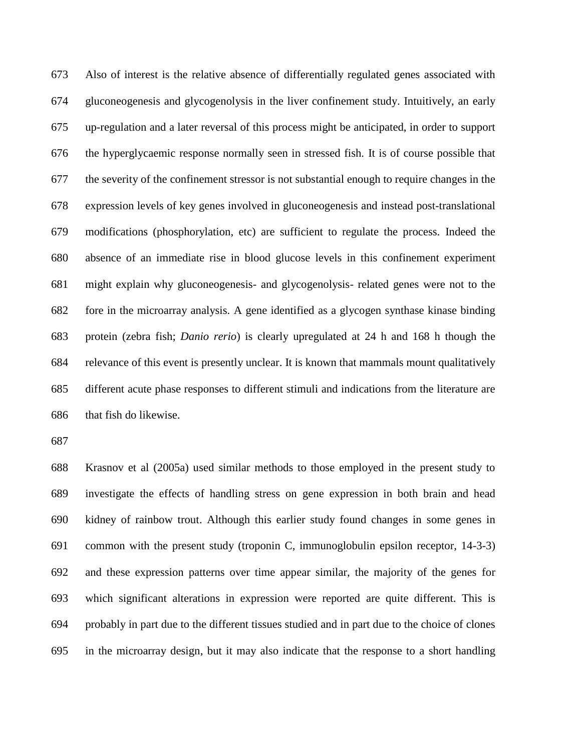Also of interest is the relative absence of differentially regulated genes associated with gluconeogenesis and glycogenolysis in the liver confinement study. Intuitively, an early up-regulation and a later reversal of this process might be anticipated, in order to support the hyperglycaemic response normally seen in stressed fish. It is of course possible that the severity of the confinement stressor is not substantial enough to require changes in the expression levels of key genes involved in gluconeogenesis and instead post-translational modifications (phosphorylation, etc) are sufficient to regulate the process. Indeed the absence of an immediate rise in blood glucose levels in this confinement experiment might explain why gluconeogenesis- and glycogenolysis- related genes were not to the fore in the microarray analysis. A gene identified as a glycogen synthase kinase binding protein (zebra fish; *Danio rerio*) is clearly upregulated at 24 h and 168 h though the relevance of this event is presently unclear. It is known that mammals mount qualitatively different acute phase responses to different stimuli and indications from the literature are that fish do likewise.

Krasnov et al (2005a) used similar methods to those employed in the present study to investigate the effects of handling stress on gene expression in both brain and head kidney of rainbow trout. Although this earlier study found changes in some genes in common with the present study (troponin C, immunoglobulin epsilon receptor, 14-3-3) and these expression patterns over time appear similar, the majority of the genes for which significant alterations in expression were reported are quite different. This is probably in part due to the different tissues studied and in part due to the choice of clones in the microarray design, but it may also indicate that the response to a short handling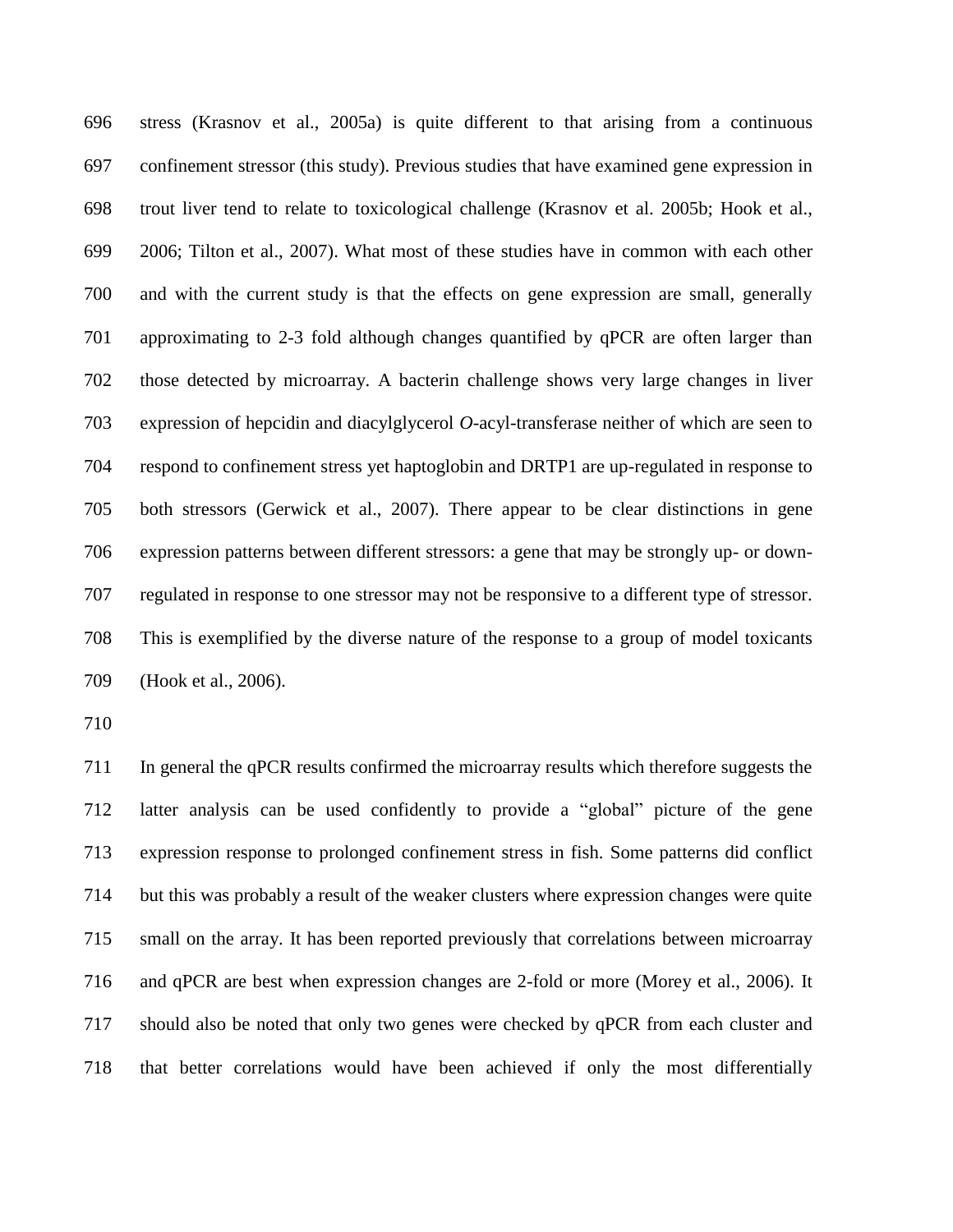stress (Krasnov et al., 2005a) is quite different to that arising from a continuous confinement stressor (this study). Previous studies that have examined gene expression in trout liver tend to relate to toxicological challenge (Krasnov et al. 2005b; Hook et al., 2006; Tilton et al., 2007). What most of these studies have in common with each other and with the current study is that the effects on gene expression are small, generally approximating to 2-3 fold although changes quantified by qPCR are often larger than those detected by microarray. A bacterin challenge shows very large changes in liver expression of hepcidin and diacylglycerol *O*-acyl-transferase neither of which are seen to respond to confinement stress yet haptoglobin and DRTP1 are up-regulated in response to both stressors (Gerwick et al., 2007). There appear to be clear distinctions in gene expression patterns between different stressors: a gene that may be strongly up- or down-regulated in response to one stressor may not be responsive to a different type of stressor. This is exemplified by the diverse nature of the response to a group of model toxicants (Hook et al., 2006).

In general the qPCR results confirmed the microarray results which therefore suggests the latter analysis can be used confidently to provide a "global" picture of the gene expression response to prolonged confinement stress in fish. Some patterns did conflict but this was probably a result of the weaker clusters where expression changes were quite small on the array. It has been reported previously that correlations between microarray and qPCR are best when expression changes are 2-fold or more (Morey et al., 2006). It should also be noted that only two genes were checked by qPCR from each cluster and that better correlations would have been achieved if only the most differentially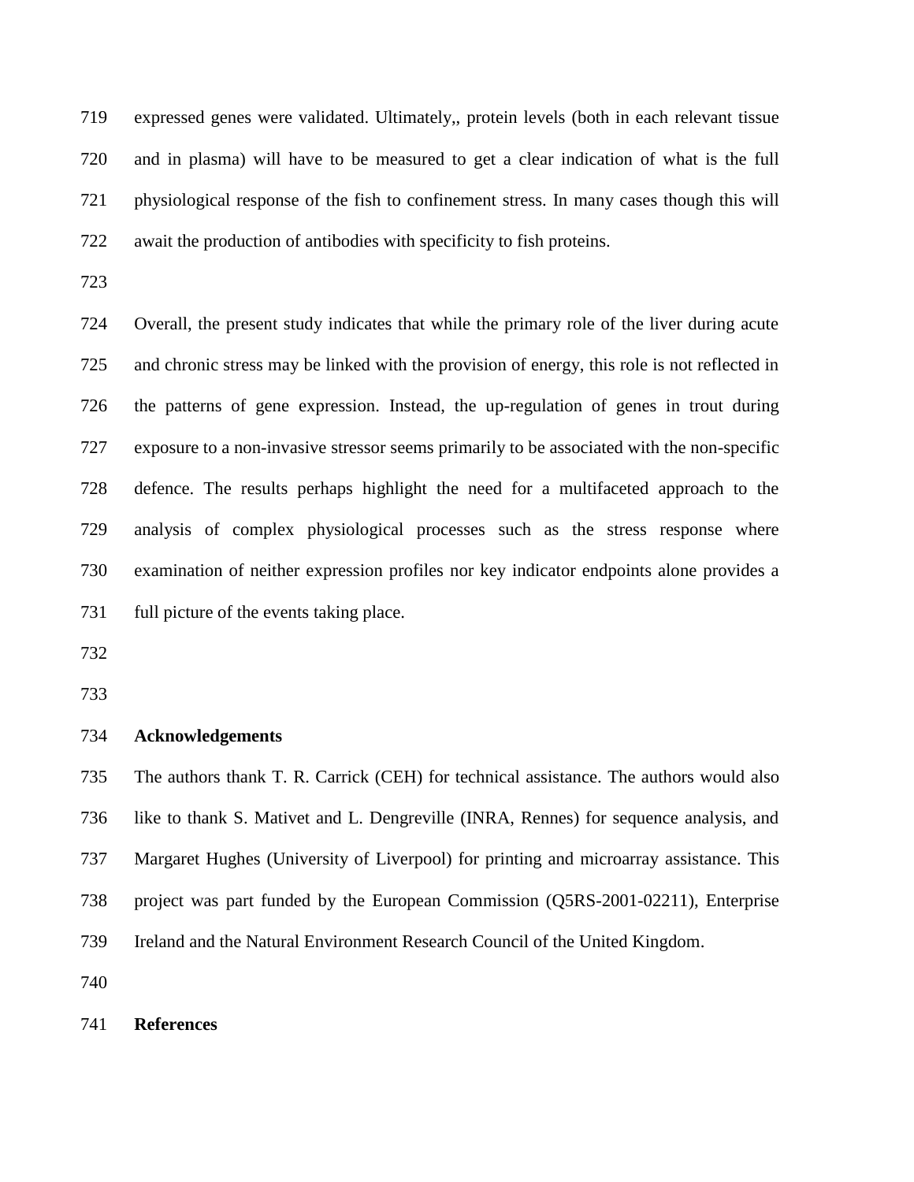expressed genes were validated. Ultimately,, protein levels (both in each relevant tissue and in plasma) will have to be measured to get a clear indication of what is the full physiological response of the fish to confinement stress. In many cases though this will await the production of antibodies with specificity to fish proteins.

Overall, the present study indicates that while the primary role of the liver during acute and chronic stress may be linked with the provision of energy, this role is not reflected in the patterns of gene expression. Instead, the up-regulation of genes in trout during exposure to a non-invasive stressor seems primarily to be associated with the non-specific defence. The results perhaps highlight the need for a multifaceted approach to the analysis of complex physiological processes such as the stress response where examination of neither expression profiles nor key indicator endpoints alone provides a full picture of the events taking place.

## Acknowledgements

The authors thank T. R. Carrick (CEH) for technical assistance. The authors would also like to thank S. Mativet and L. Dengreville (INRA, Rennes) for sequence analysis, and Margaret Hughes (University of Liverpool) for printing and microarray assistance. This project was part funded by the European Commission (Q5RS-2001-02211), Enterprise Ireland and the Natural Environment Research Council of the United Kingdom.

## References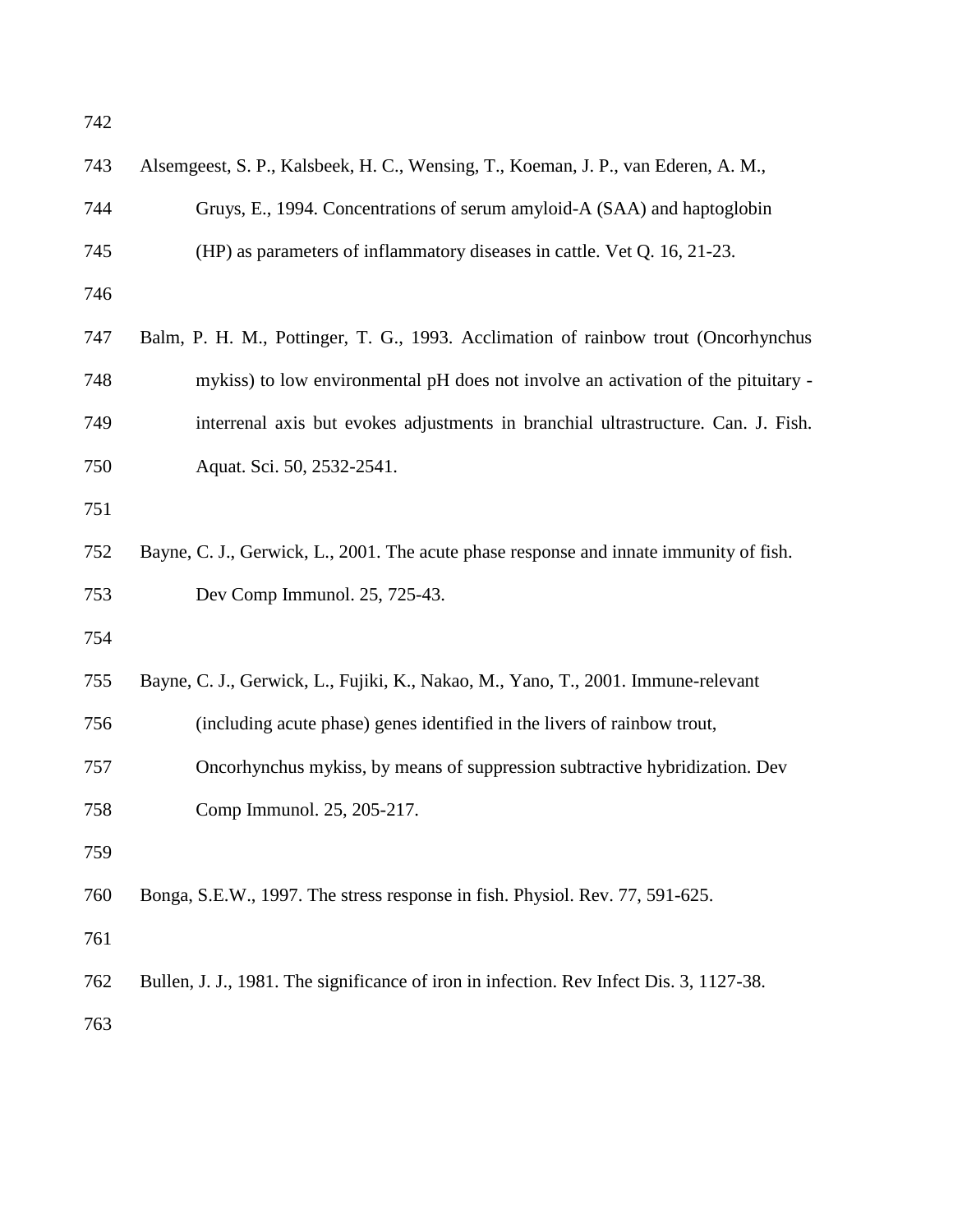Alsemgeest, S. P., Kalsbeek, H. C., Wensing, T., Koeman, J. P., van Ederen, A. M., Gruys, E., 1994. Concentrations of serum amyloid-A (SAA) and haptoglobin (HP) as parameters of inflammatory diseases in cattle. Vet Q. 16, 21-23.

Balm, P. H. M., Pottinger, T. G., 1993. Acclimation of rainbow trout (Oncorhynchus mykiss) to low environmental pH does not involve an activation of the pituitary - interrenal axis but evokes adjustments in branchial ultrastructure. Can. J. Fish. Aquat. Sci. 50, 2532-2541.

Bayne, C. J., Gerwick, L., 2001. The acute phase response and innate immunity of fish. Dev Comp Immunol. 25, 725-43.

Bayne, C. J., Gerwick, L., Fujiki, K., Nakao, M., Yano, T., 2001. Immune-relevant (including acute phase) genes identified in the livers of rainbow trout, Oncorhynchus mykiss, by means of suppression subtractive hybridization. Dev Comp Immunol. 25, 205-217.

Bonga, S.E.W., 1997. The stress response in fish. Physiol. Rev. 77, 591-625.

Bullen, J. J., 1981. The significance of iron in infection. Rev Infect Dis. 3, 1127-38.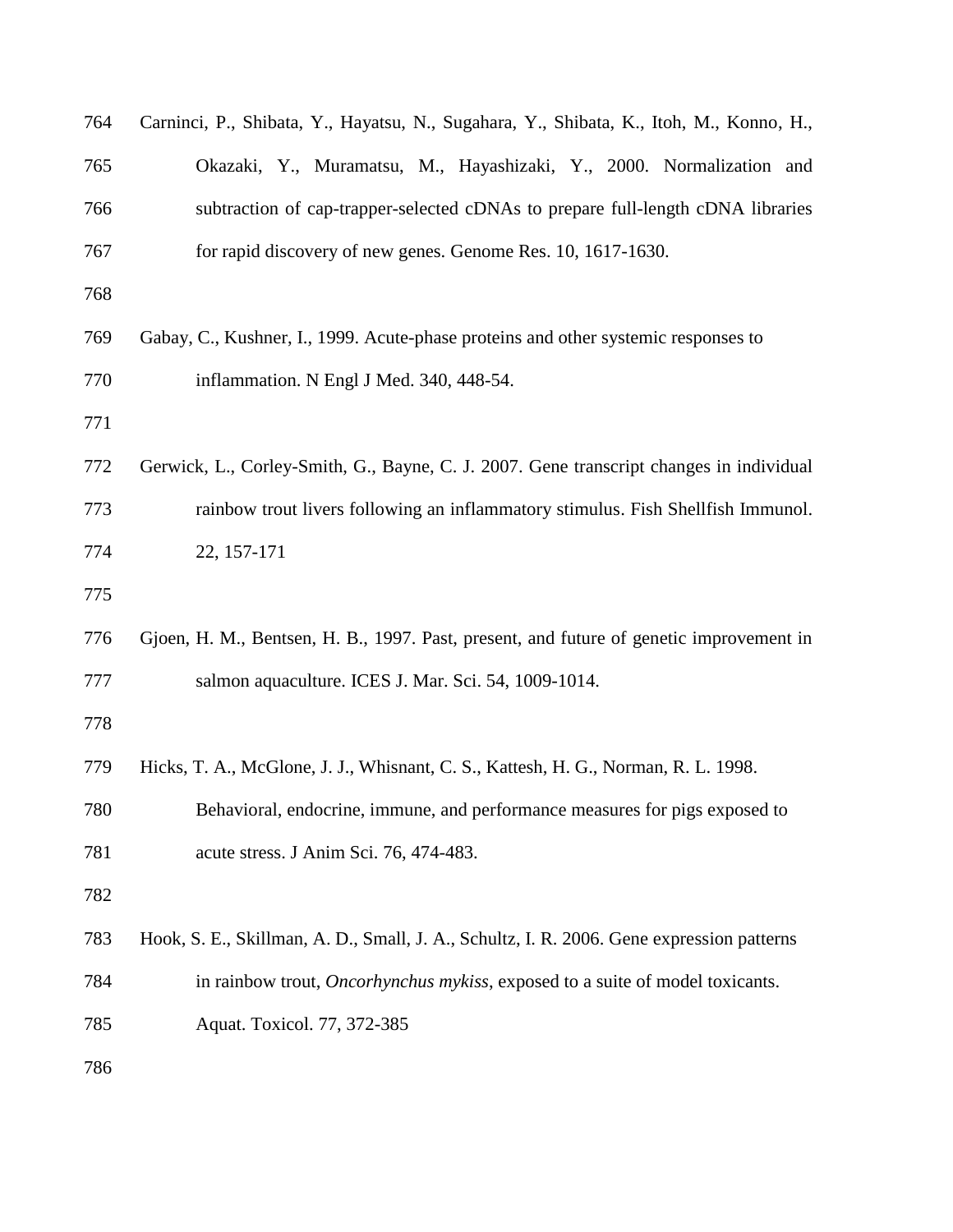Carninci, P., Shibata, Y., Hayatsu, N., Sugahara, Y., Shibata, K., Itoh, M., Konno, H., Okazaki, Y., Muramatsu, M., Hayashizaki, Y., 2000. Normalization and subtraction of cap-trapper-selected cDNAs to prepare full-length cDNA libraries for rapid discovery of new genes. Genome Res. 10, 1617-1630.

Gabay, C., Kushner, I., 1999. Acute-phase proteins and other systemic responses to inflammation. N Engl J Med. 340, 448-54.

Gerwick, L., Corley-Smith, G., Bayne, C. J. 2007. Gene transcript changes in individual rainbow trout livers following an inflammatory stimulus. Fish Shellfish Immunol. 22, 157-171

Gjoen, H. M., Bentsen, H. B., 1997. Past, present, and future of genetic improvement in salmon aquaculture. ICES J. Mar. Sci. 54, 1009-1014.

Hicks, T. A., McGlone, J. J., Whisnant, C. S., Kattesh, H. G., Norman, R. L. 1998. Behavioral, endocrine, immune, and performance measures for pigs exposed to acute stress. J Anim Sci. 76, 474-483.

Hook, S. E., Skillman, A. D., Small, J. A., Schultz, I. R. 2006. Gene expression patterns in rainbow trout, *Oncorhynchus mykiss*, exposed to a suite of model toxicants. Aquat. Toxicol. 77, 372-385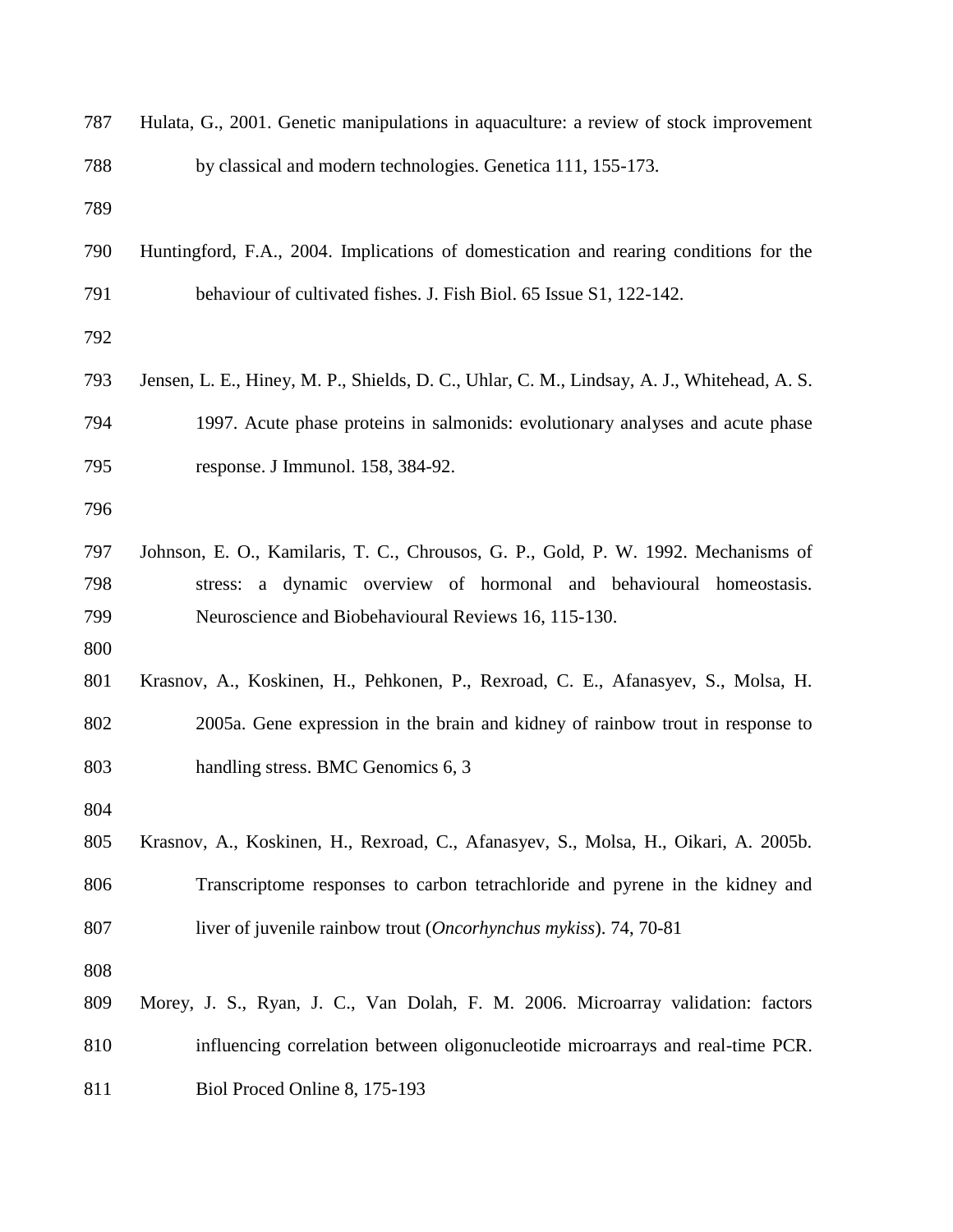Hulata, G., 2001. Genetic manipulations in aquaculture: a review of stock improvement by classical and modern technologies. Genetica 111, 155-173.

Huntingford, F.A., 2004. Implications of domestication and rearing conditions for the behaviour of cultivated fishes. J. Fish Biol. 65 Issue S1, 122-142.

Jensen, L. E., Hiney, M. P., Shields, D. C., Uhlar, C. M., Lindsay, A. J., Whitehead, A. S. 1997. Acute phase proteins in salmonids: evolutionary analyses and acute phase response. J Immunol. 158, 384-92.

Johnson, E. O., Kamilaris, T. C., Chrousos, G. P., Gold, P. W. 1992. Mechanisms of stress: a dynamic overview of hormonal and behavioural homeostasis. Neuroscience and Biobehavioural Reviews 16, 115-130.

Krasnov, A., Koskinen, H., Pehkonen, P., Rexroad, C. E., Afanasyev, S., Molsa, H. 2005a. Gene expression in the brain and kidney of rainbow trout in response to handling stress. BMC Genomics 6, 3

Krasnov, A., Koskinen, H., Rexroad, C., Afanasyev, S., Molsa, H., Oikari, A. 2005b. Transcriptome responses to carbon tetrachloride and pyrene in the kidney and liver of juvenile rainbow trout (*Oncorhynchus mykiss*). 74, 70-81

Morey, J. S., Ryan, J. C., Van Dolah, F. M. 2006. Microarray validation: factors influencing correlation between oligonucleotide microarrays and real-time PCR. Biol Proced Online 8, 175-193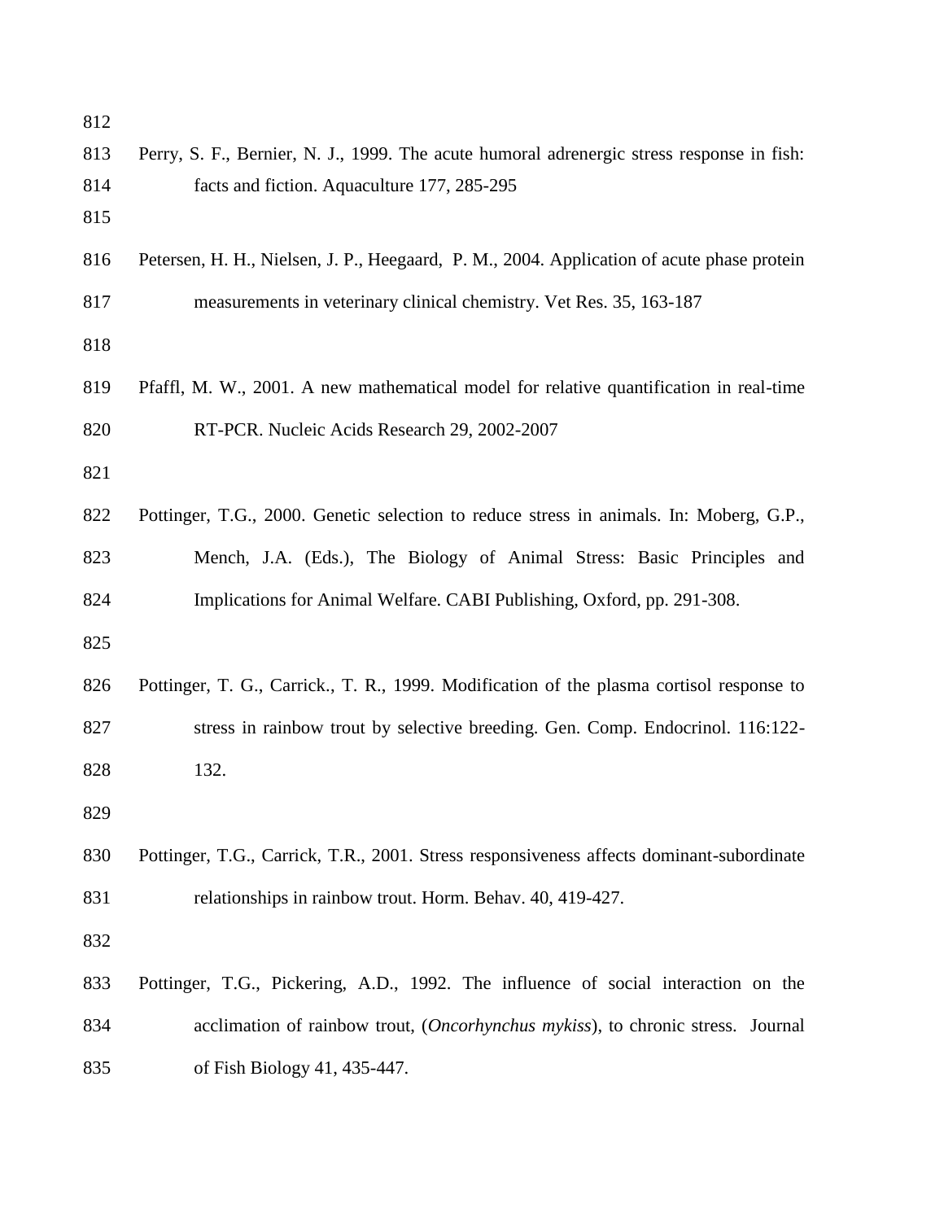Perry, S. F., Bernier, N. J., 1999. The acute humoral adrenergic stress response in fish: facts and fiction. Aquaculture 177, 285-295

Petersen, H. H., Nielsen, J. P., Heegaard, P. M., 2004. Application of acute phase protein measurements in veterinary clinical chemistry. Vet Res. 35, 163-187

Pfaffl, M. W., 2001. A new mathematical model for relative quantification in real-time RT-PCR. Nucleic Acids Research 29, 2002-2007

Pottinger, T.G., 2000. Genetic selection to reduce stress in animals. In: Moberg, G.P., Mench, J.A. (Eds.), The Biology of Animal Stress: Basic Principles and Implications for Animal Welfare. CABI Publishing, Oxford, pp. 291-308.

Pottinger, T. G., Carrick., T. R., 1999. Modification of the plasma cortisol response to stress in rainbow trout by selective breeding. Gen. Comp. Endocrinol. 116:122-132.

Pottinger, T.G., Carrick, T.R., 2001. Stress responsiveness affects dominant-subordinate relationships in rainbow trout. Horm. Behav. 40, 419-427.

Pottinger, T.G., Pickering, A.D., 1992. The influence of social interaction on the acclimation of rainbow trout, (*Oncorhynchus mykiss*), to chronic stress. Journal of Fish Biology 41, 435-447.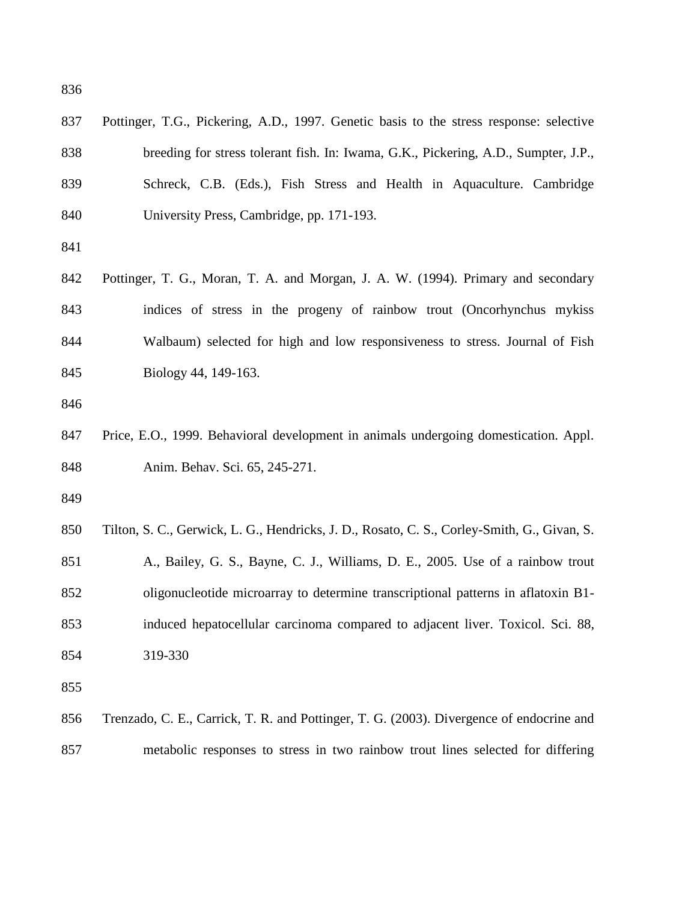Pottinger, T.G., Pickering, A.D., 1997. Genetic basis to the stress response: selective breeding for stress tolerant fish. In: Iwama, G.K., Pickering, A.D., Sumpter, J.P., Schreck, C.B. (Eds.), Fish Stress and Health in Aquaculture. Cambridge University Press, Cambridge, pp. 171-193.

Pottinger, T. G., Moran, T. A. and Morgan, J. A. W. (1994). Primary and secondary indices of stress in the progeny of rainbow trout (Oncorhynchus mykiss Walbaum) selected for high and low responsiveness to stress. Journal of Fish Biology 44, 149-163.

Price, E.O., 1999. Behavioral development in animals undergoing domestication. Appl. Anim. Behav. Sci. 65, 245-271.

Tilton, S. C., Gerwick, L. G., Hendricks, J. D., Rosato, C. S., Corley-Smith, G., Givan, S. A., Bailey, G. S., Bayne, C. J., Williams, D. E., 2005. Use of a rainbow trout oligonucleotide microarray to determine transcriptional patterns in aflatoxin B1-induced hepatocellular carcinoma compared to adjacent liver. Toxicol. Sci. 88, 319-330

Trenzado, C. E., Carrick, T. R. and Pottinger, T. G. (2003). Divergence of endocrine and metabolic responses to stress in two rainbow trout lines selected for differing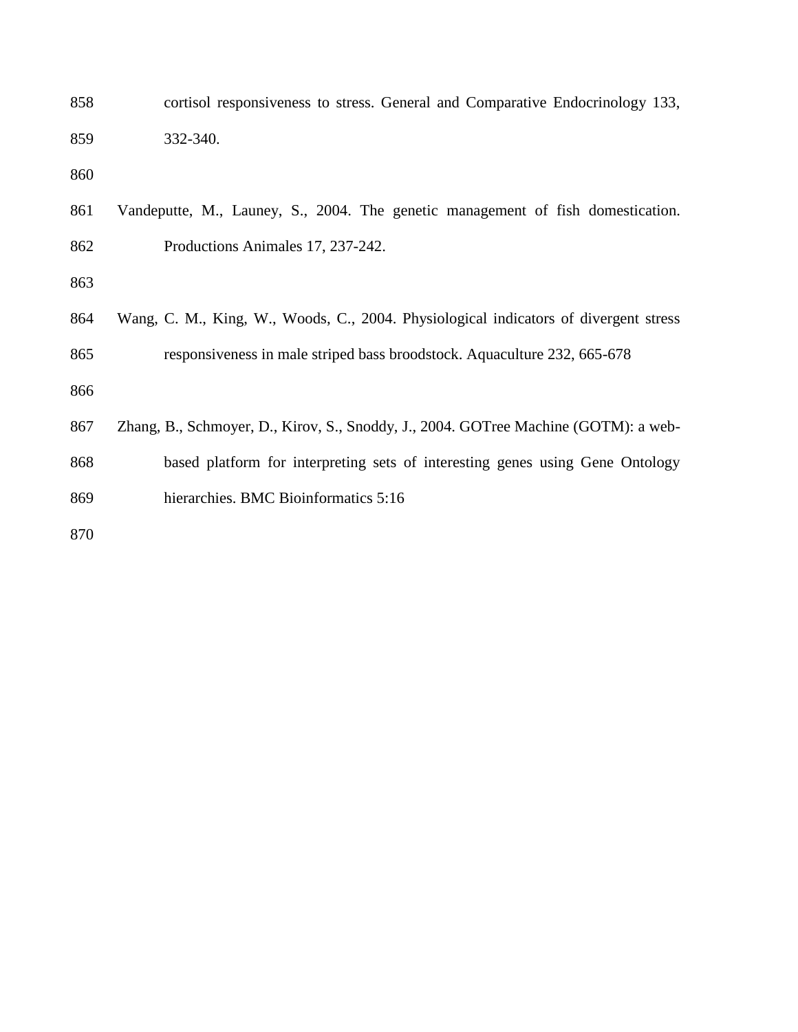cortisol responsiveness to stress. General and Comparative Endocrinology 133, 332-340.

Vandeputte, M., Launey, S., 2004. The genetic management of fish domestication. Productions Animales 17, 237-242.

Wang, C. M., King, W., Woods, C., 2004. Physiological indicators of divergent stress responsiveness in male striped bass broodstock. Aquaculture 232, 665-678

Zhang, B., Schmoyer, D., Kirov, S., Snoddy, J., 2004. GOTree Machine (GOTM): a web-based platform for interpreting sets of interesting genes using Gene Ontology hierarchies. BMC Bioinformatics 5:16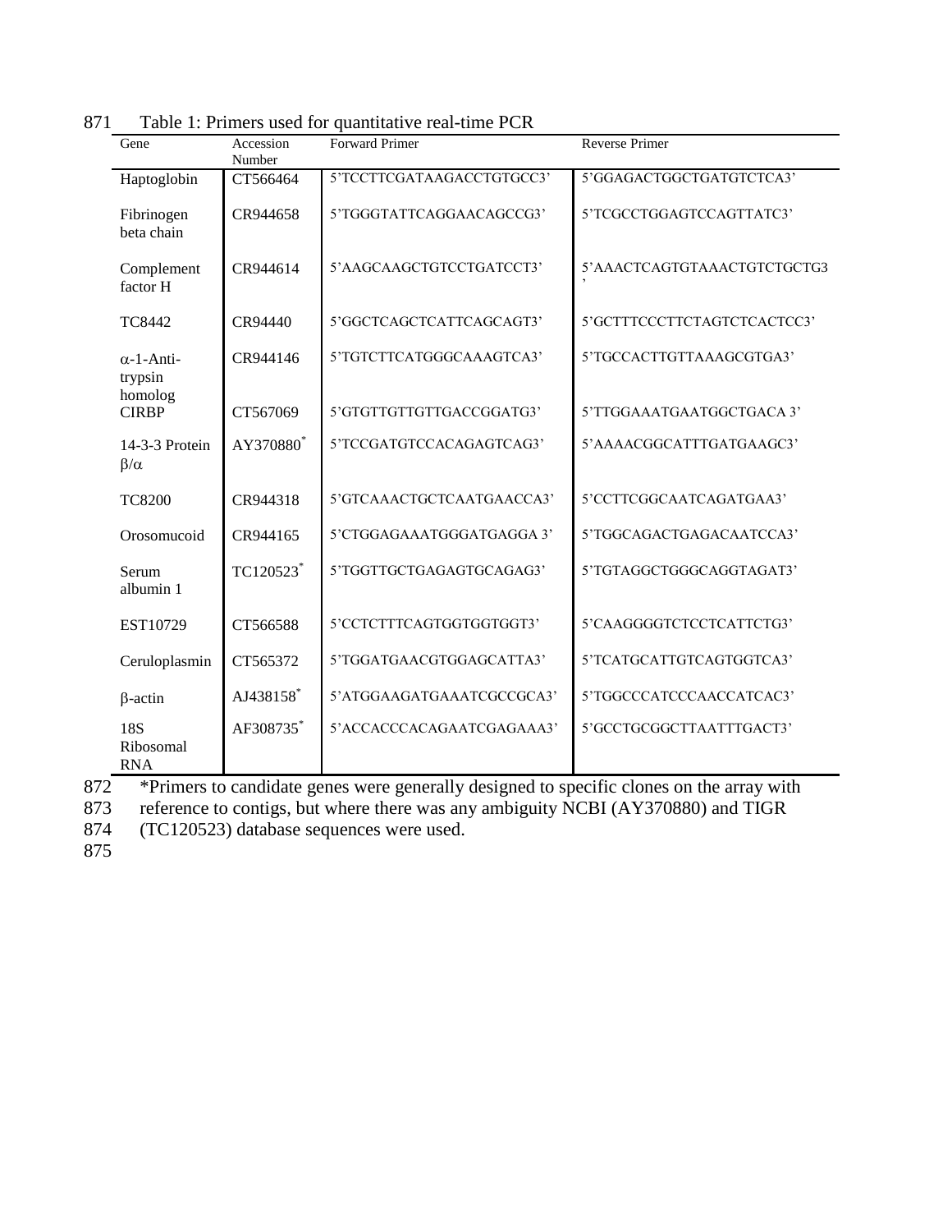Table 1: Primers used for quantitative real-time PCR

| Gene | Accession Number | Forward Primer | Reverse Primer |
|---|---|---|---|
| Haptoglobin | CT566464 | 5'TCCTTCGATAAGACCTGTGCC3' | 5'GGAGACTGGCTGATGTCTCA3' |
| Fibrinogen beta chain | CR944658 | 5'TGGGTATTCAGGAACAGCCG3' | 5'TCGCCTGGAGTCCAGTTATC3' |
| Complement factor H | CR944614 | 5'AAGCAAGCTGTCCTGATCCT3' | 5'AAACTCAGTGTAAACTGTCTGCTG3' |
| TC8442 | CR94440 | 5'GGCTCAGCTCATTCAGCAGT3' | 5'GCTTTCCCTTCTAGTCTCACTCC3' |
| α-1-Anti-trypsin homolog | CR944146 | 5'TGTCTTCATGGGCAAAGTCA3' | 5'TGCCACTTGTTAAAGCGTGA3' |
| CIRBP | CT567069 | 5'GTGTTGTTGTTGACCGGATG3' | 5'TTGGAAATGAATGGCTGACA 3' |
| 14-3-3 Protein β/α | AY370880* | 5'TCCGATGTCCACAGAGTCAG3' | 5'AAAACGGCATTTGATGAAGC3' |
| TC8200 | CR944318 | 5'GTCAAACTGCTCAATGAACCA3' | 5'CCTTCGGCAATCAGATGAA3' |
| Orosomucoid | CR944165 | 5'CTGGAGAAATGGGATGAGGA 3' | 5'TGGCAGACTGAGACAATCCA3' |
| Serum albumin 1 | TC120523* | 5'TGGTTGCTGAGAGTGCAGAG3' | 5'TGTAGGCTGGGCAGGTAGAT3' |
| EST10729 | CT566588 | 5'CCTCTTTCAGTGGTGGTGGT3' | 5'CAAGGGGTCTCCTCATTCTG3' |
| Ceruloplasmin | CT565372 | 5'TGGATGAACGTGGAGCATTA3' | 5'TCATGCATTGTCAGTGGTCA3' |
| β-actin | AJ438158* | 5'ATGGAAGATGAAATCGCCGCA3' | 5'TGGCCCATCCCAACCATCAC3' |
| 18S Ribosomal RNA | AF308735* | 5'ACCACCCACAGAATCGAGAAA3' | 5'GCCTGCGGCTTAATTTGACT3' |

*Primers to candidate genes were generally designed to specific clones on the array with reference to contigs, but where there was any ambiguity NCBI (AY370880) and TIGR (TC120523) database sequences were used.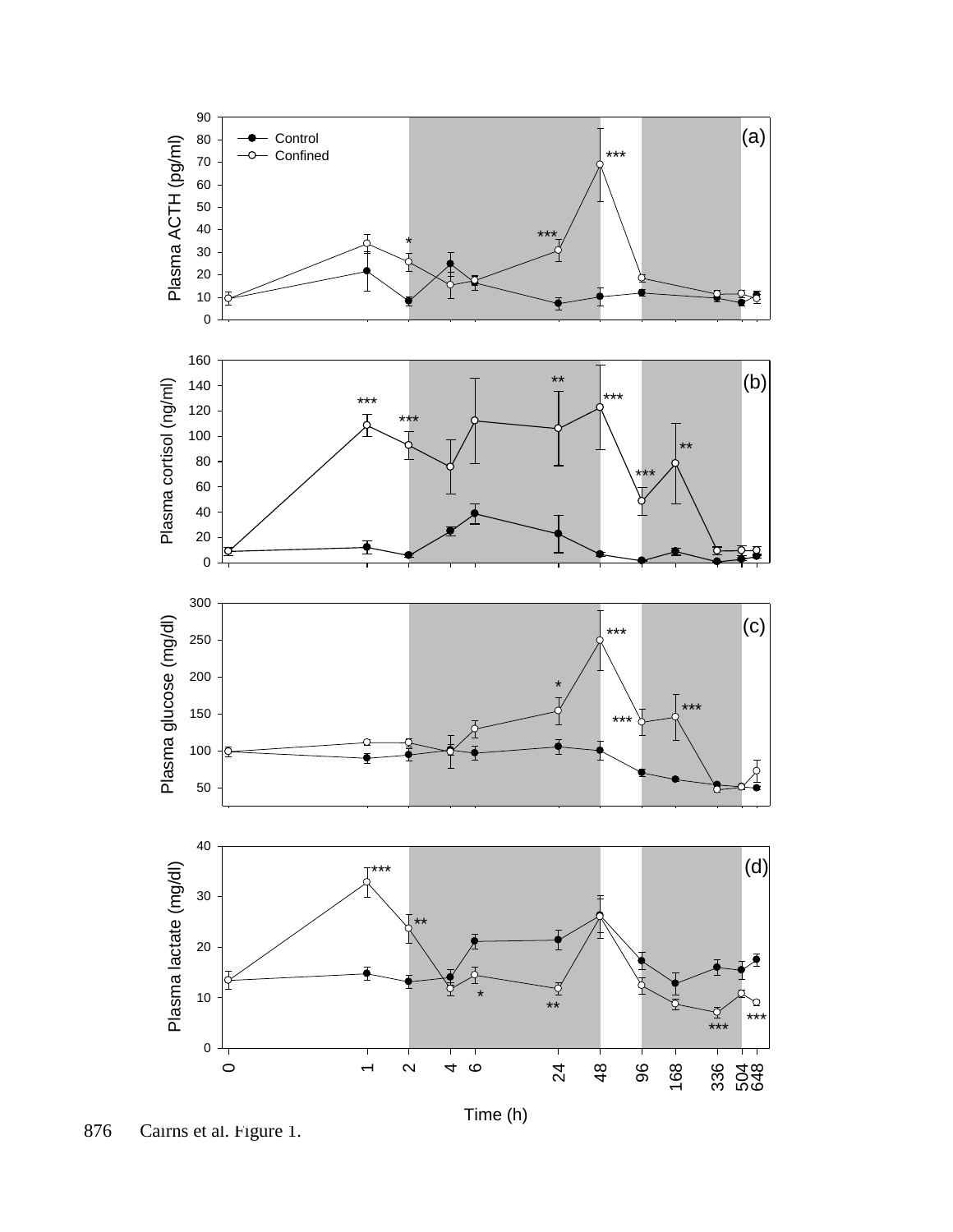Cairns et al. Figure 1.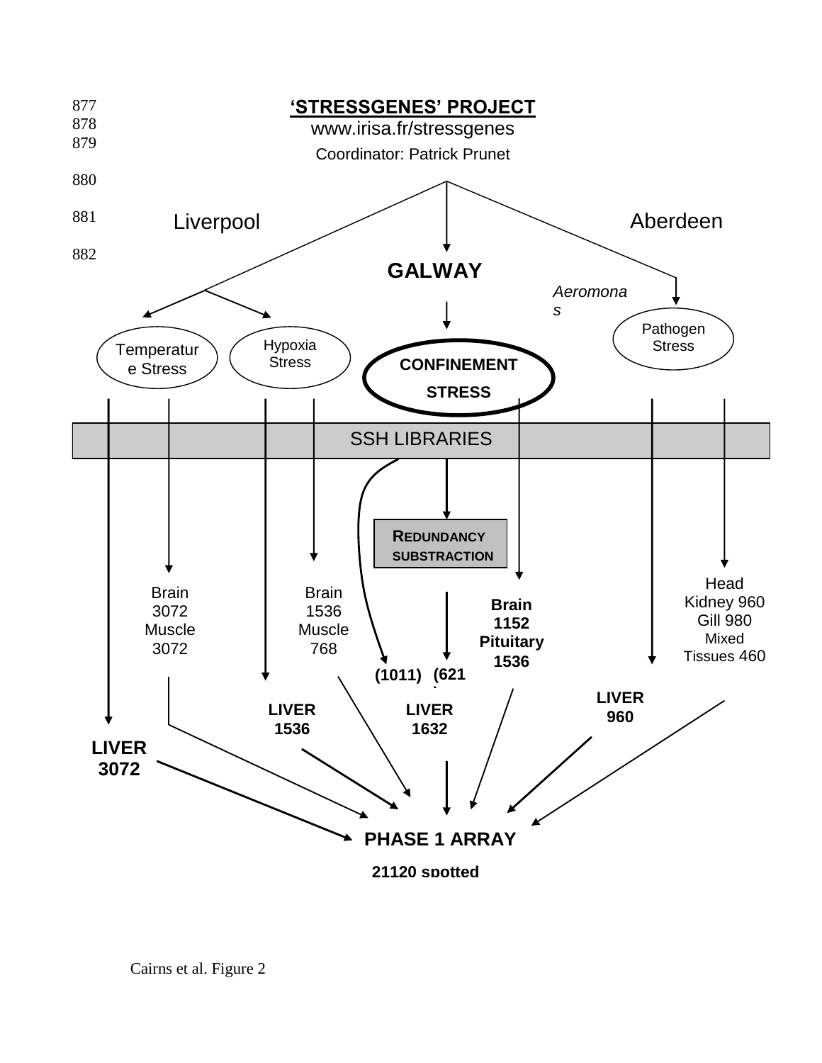**'STRESSGENES' PROJECT**

www.irisa.fr/stressgenes

Coordinator: Patrick Prunet

Liverpool

**GALWAY**

Aberdeen

*Aeromonas*

Temperature Stress

Hypoxia Stress

**CONFINEMENT STRESS**

Pathogen Stress

SSH LIBRARIES

**REDUNDANCY SUBSTRACTION**

Brain 3072
Muscle 3072

Brain 1536
Muscle 768

**(1011)** **(621)**

**Brain 1152**
**Pituitary 1536**

Head Kidney 960
Gill 980
Mixed Tissues 460

**LIVER 3072**

**LIVER 1536**

**LIVER 1632**

**LIVER 960**

**PHASE 1 ARRAY**

**21120 spotted**

Cairns et al. Figure 2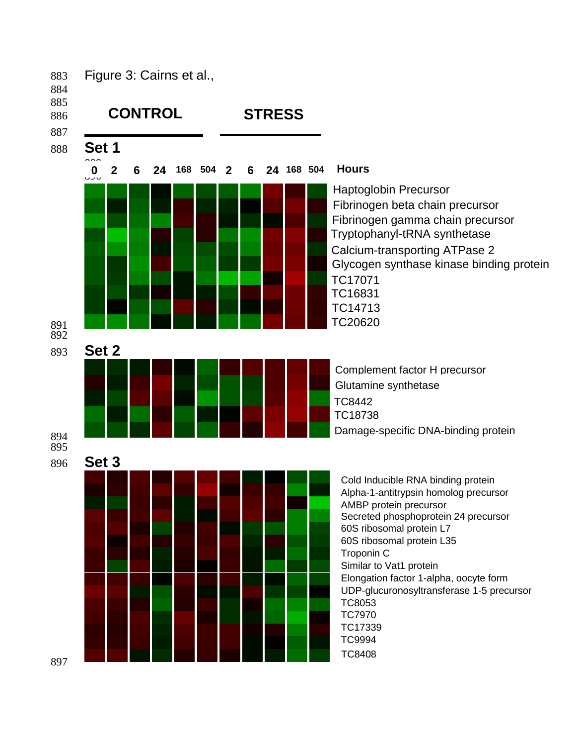Figure 3: Cairns et al.,

**CONTROL** **STRESS**

## Set 1

| 0 | 2 | 6 | 24 | 168 | 504 | 2 | 6 | 24 | 168 | 504 | Hours |
|---|---|---|---|---|---|---|---|---|---|---|---|

Haptoglobin Precursor
Fibrinogen beta chain precursor
Fibrinogen gamma chain precursor
Tryptophanyl-tRNA synthetase
Calcium-transporting ATPase 2
Glycogen synthase kinase binding protein
TC17071
TC16831
TC14713
TC20620

## Set 2

Complement factor H precursor
Glutamine synthetase
TC8442
TC18738
Damage-specific DNA-binding protein

## Set 3

Cold Inducible RNA binding protein
Alpha-1-antitrypsin homolog precursor
AMBP protein precursor
Secreted phosphoprotein 24 precursor
60S ribosomal protein L7
60S ribosomal protein L35
Troponin C
Similar to Vat1 protein
Elongation factor 1-alpha, oocyte form
UDP-glucuronosyltransferase 1-5 precursor
TC8053
TC7970
TC17339
TC9994
TC8408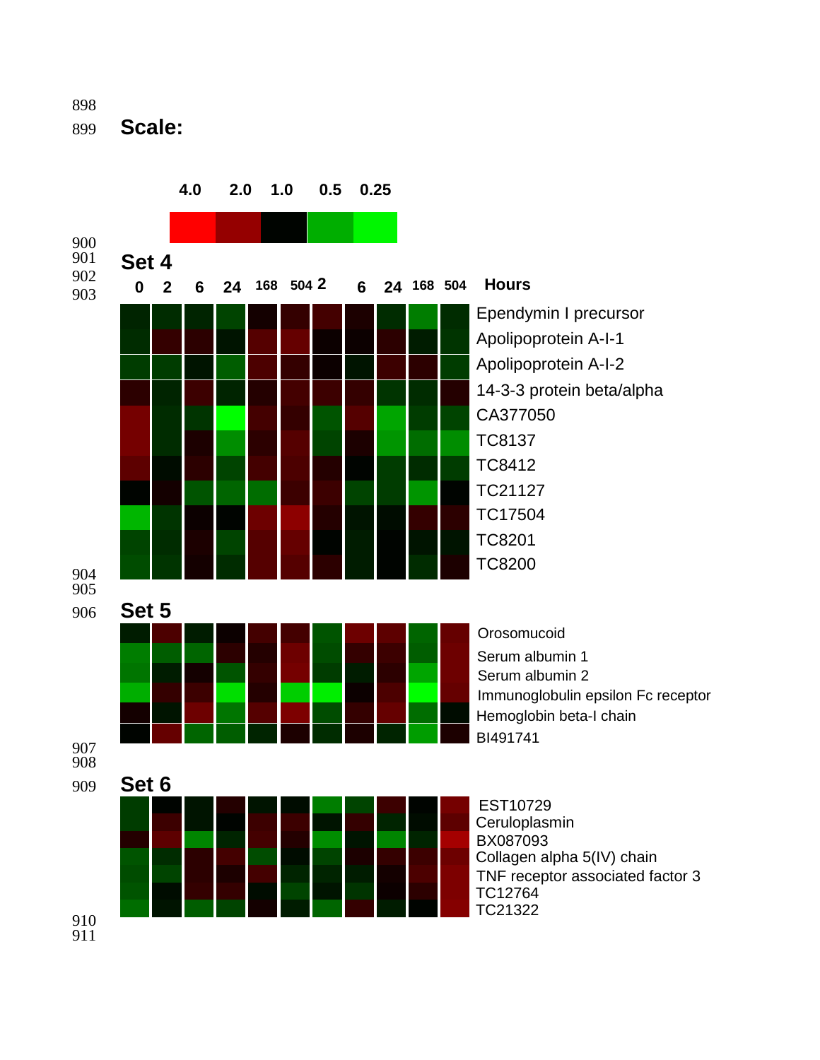**Scale:**

4.0 2.0 1.0 0.5 0.25

**Set 4**

0 2 6 24 168 504 2 6 24 168 504 **Hours**

Ependymin I precursor
Apolipoprotein A-I-1
Apolipoprotein A-I-2
14-3-3 protein beta/alpha
CA377050
TC8137
TC8412
TC21127
TC17504
TC8201
TC8200

**Set 5**

Orosomucoid
Serum albumin 1
Serum albumin 2
Immunoglobulin epsilon Fc receptor
Hemoglobin beta-I chain
BI491741

**Set 6**

EST10729
Ceruloplasmin
BX087093
Collagen alpha 5(IV) chain
TNF receptor associated factor 3
TC12764
TC21322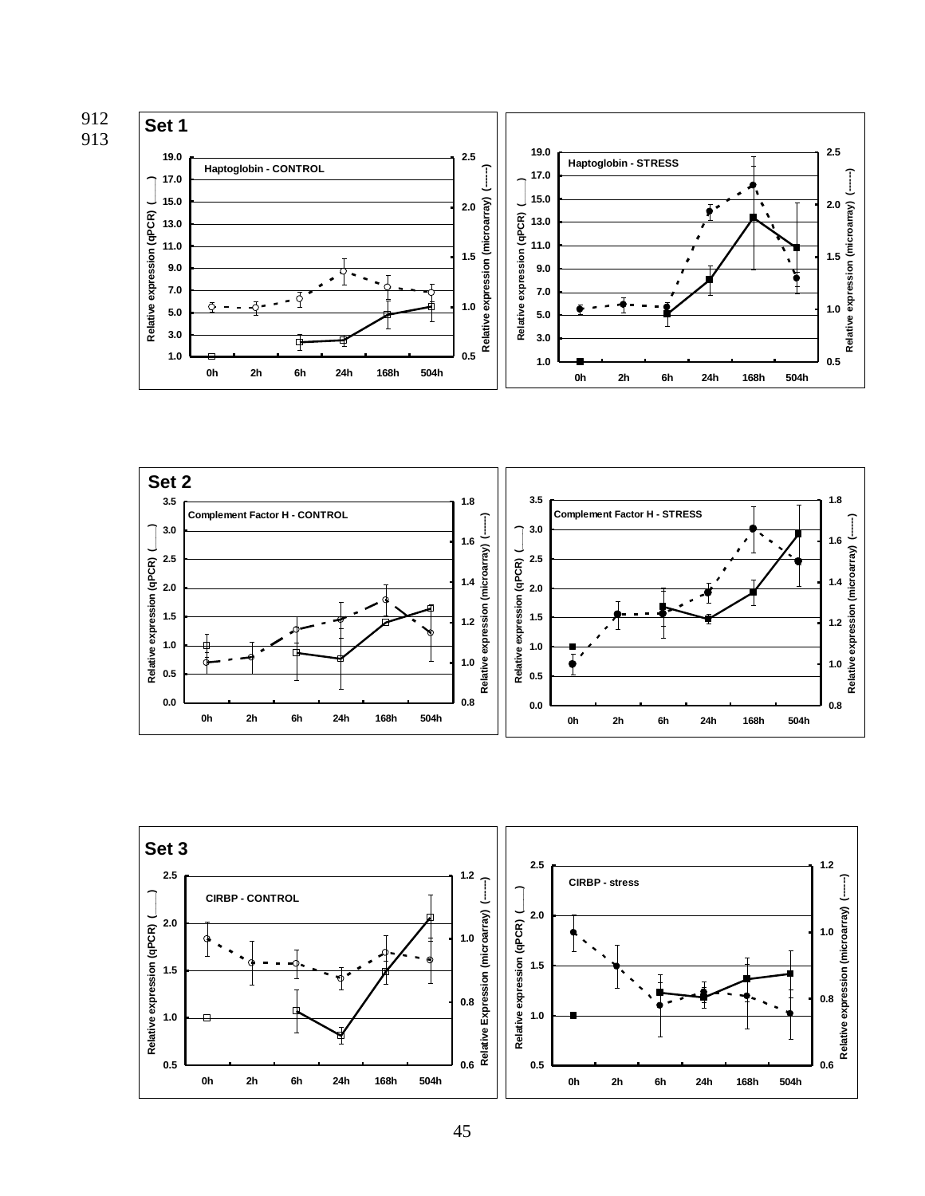**Set 1**

Haptoglobin - CONTROL

Haptoglobin - STRESS

Relative expression (qPCR) (——)

Relative expression (microarray) (------)

0h 2h 6h 24h 168h 504h

**Set 2**

Complement Factor H - CONTROL

Complement Factor H - STRESS

Relative expression (qPCR) (——)

Relative expression (microarray) (------)

0h 2h 6h 24h 168h 504h

**Set 3**

CIRBP - CONTROL

CIRBP - stress

Relative expression (qPCR) (——)

Relative Expression (microarray) (------)

0h 2h 6h 24h 168h 504h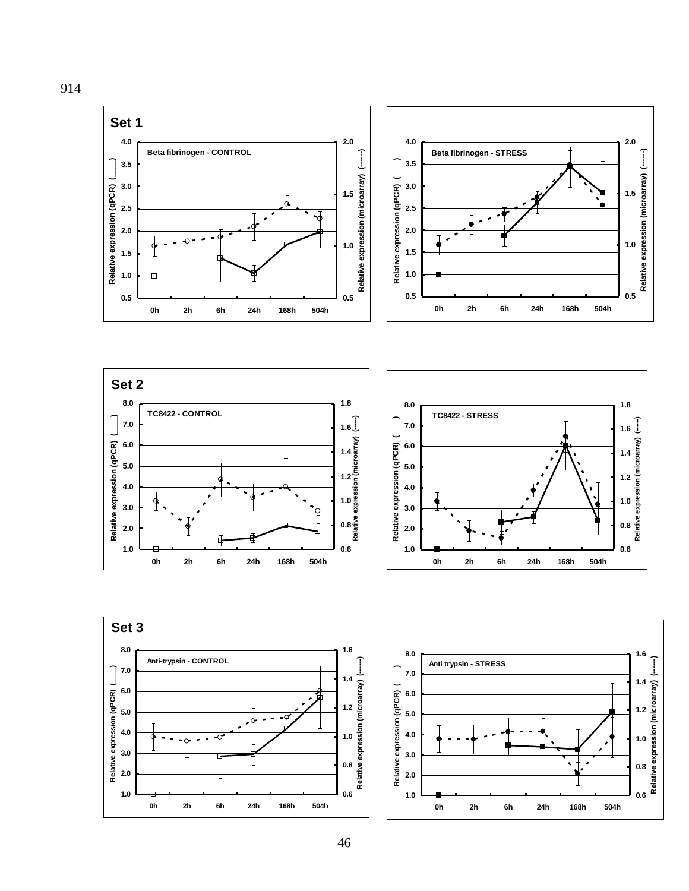914

**Set 1**

Beta fibrinogen - CONTROL

Beta fibrinogen - STRESS

**Set 2**

TC8422 - CONTROL

TC8422 - STRESS

**Set 3**

Anti-trypsin - CONTROL

Anti trypsin - STRESS

Relative expression (qPCR) (——) / Relative expression (microarray) (------)

0h 2h 6h 24h 168h 504h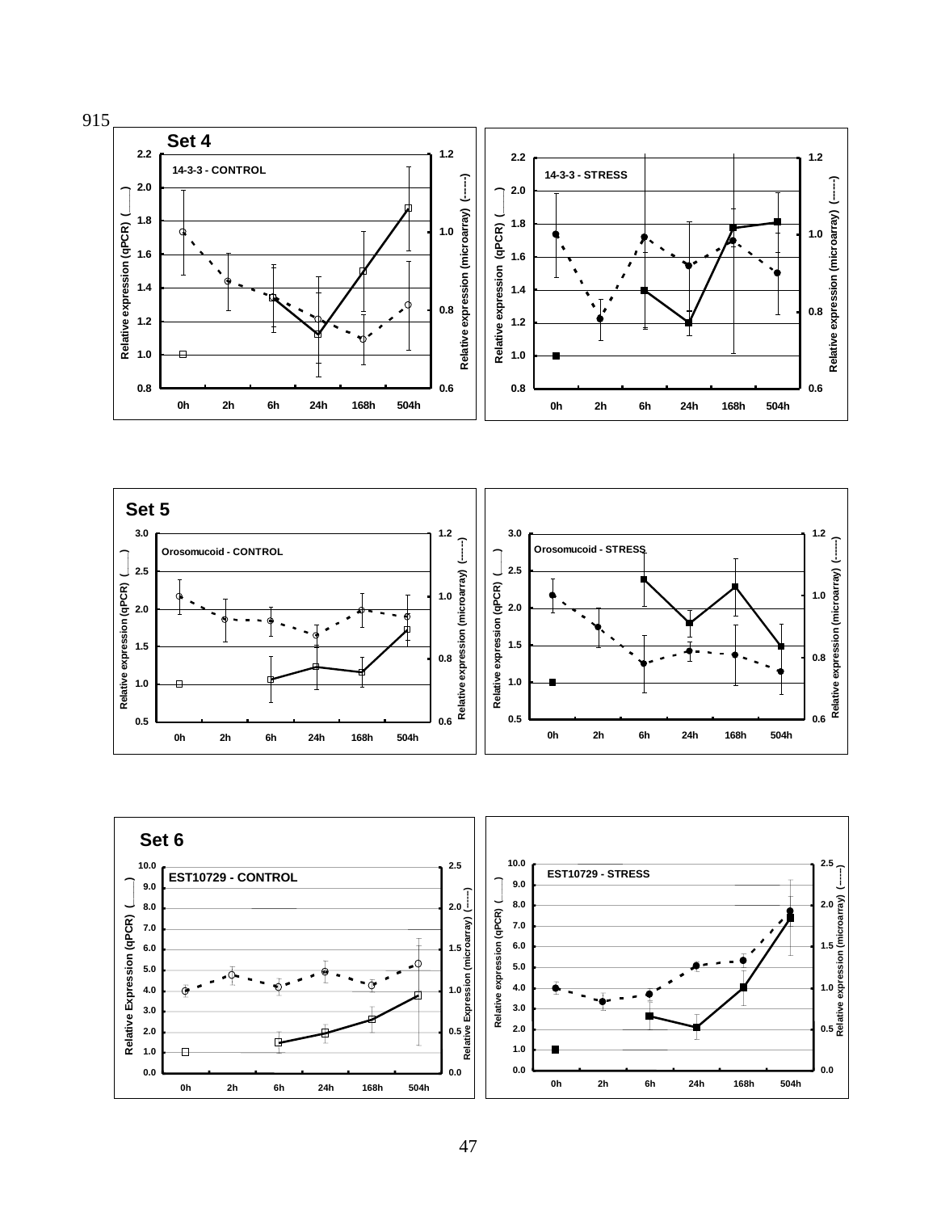915

Set 4

14-3-3 - CONTROL

14-3-3 - STRESS

Set 5

Orosomucoid - CONTROL

Orosomucoid - STRESS

Set 6

EST10729 - CONTROL

EST10729 - STRESS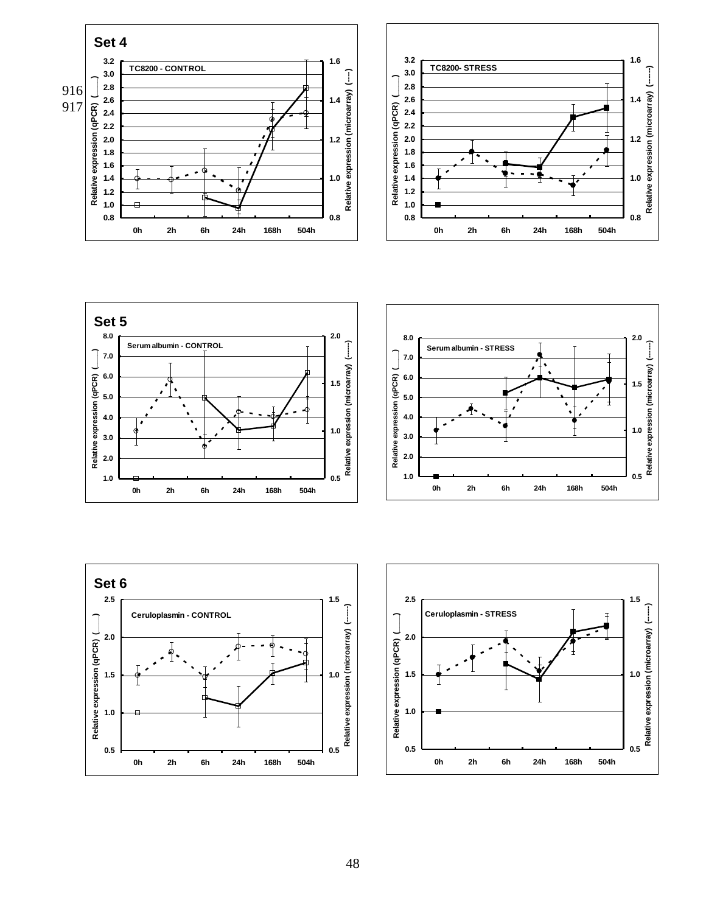916

917

**Set 4**

TC8200 - CONTROL

TC8200- STRESS

**Set 5**

Serum albumin - CONTROL

Serum albumin - STRESS

**Set 6**

Ceruloplasmin - CONTROL

Ceruloplasmin - STRESS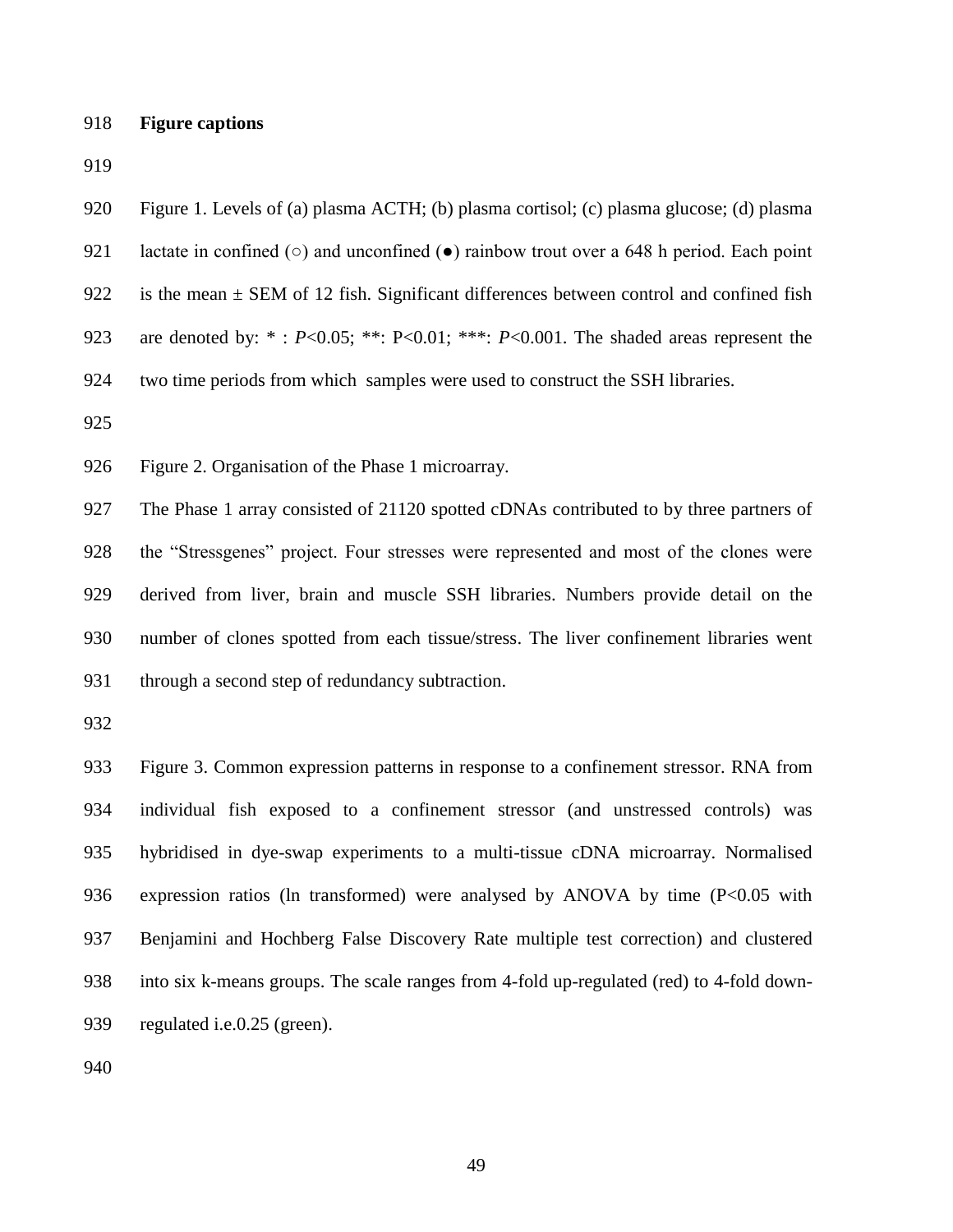**Figure captions**

Figure 1. Levels of (a) plasma ACTH; (b) plasma cortisol; (c) plasma glucose; (d) plasma lactate in confined (○) and unconfined (●) rainbow trout over a 648 h period. Each point is the mean ± SEM of 12 fish. Significant differences between control and confined fish are denoted by: * : $P<0.05$; **: $P<0.01$; ***: $P<0.001$. The shaded areas represent the two time periods from which samples were used to construct the SSH libraries.

Figure 2. Organisation of the Phase 1 microarray.
The Phase 1 array consisted of 21120 spotted cDNAs contributed to by three partners of the "Stressgenes" project. Four stresses were represented and most of the clones were derived from liver, brain and muscle SSH libraries. Numbers provide detail on the number of clones spotted from each tissue/stress. The liver confinement libraries went through a second step of redundancy subtraction.

Figure 3. Common expression patterns in response to a confinement stressor. RNA from individual fish exposed to a confinement stressor (and unstressed controls) was hybridised in dye-swap experiments to a multi-tissue cDNA microarray. Normalised expression ratios (ln transformed) were analysed by ANOVA by time ($P<0.05$ with Benjamini and Hochberg False Discovery Rate multiple test correction) and clustered into six k-means groups. The scale ranges from 4-fold up-regulated (red) to 4-fold down-regulated i.e.0.25 (green).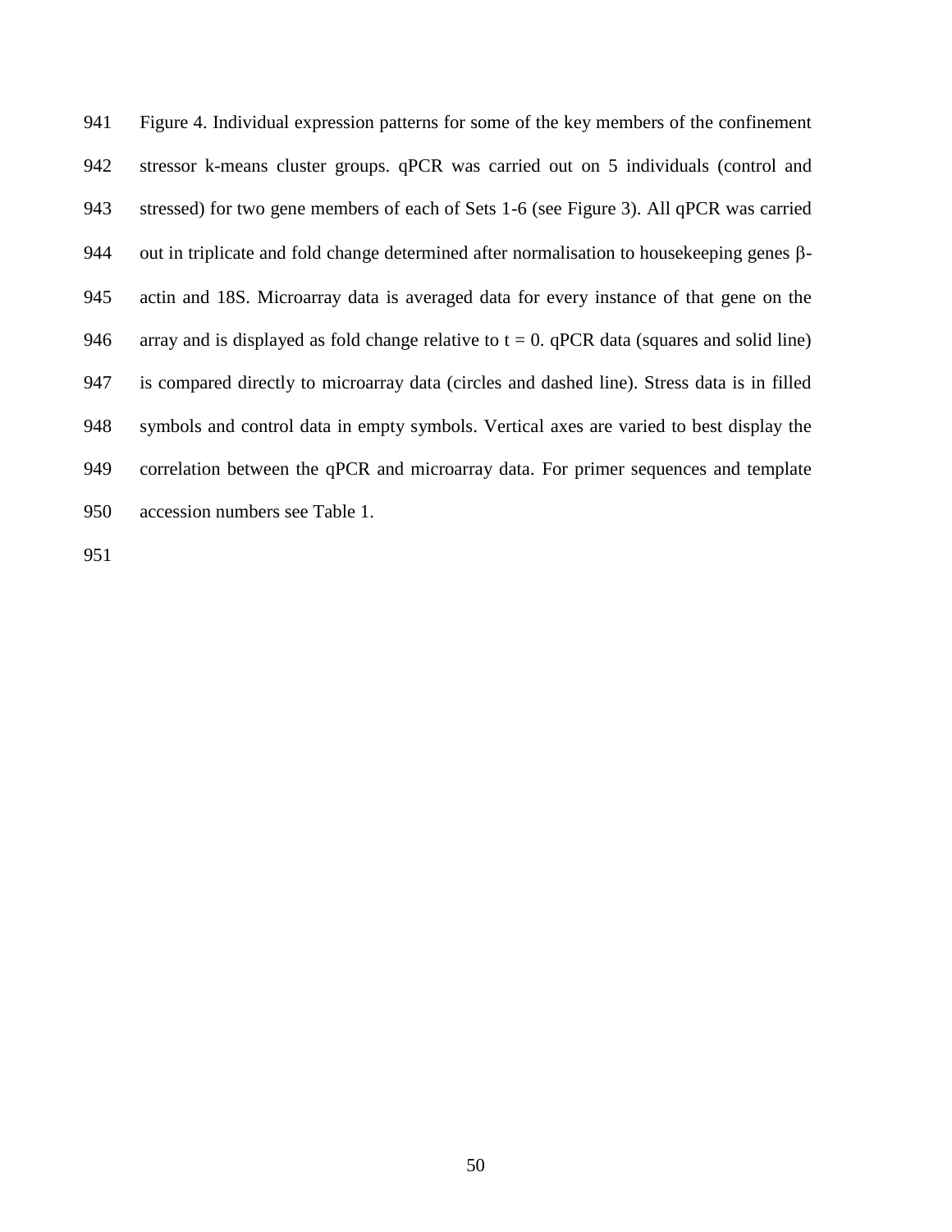Figure 4. Individual expression patterns for some of the key members of the confinement stressor k-means cluster groups. qPCR was carried out on 5 individuals (control and stressed) for two gene members of each of Sets 1-6 (see Figure 3). All qPCR was carried out in triplicate and fold change determined after normalisation to housekeeping genes β-actin and 18S. Microarray data is averaged data for every instance of that gene on the array and is displayed as fold change relative to $t = 0$. qPCR data (squares and solid line) is compared directly to microarray data (circles and dashed line). Stress data is in filled symbols and control data in empty symbols. Vertical axes are varied to best display the correlation between the qPCR and microarray data. For primer sequences and template accession numbers see Table 1.